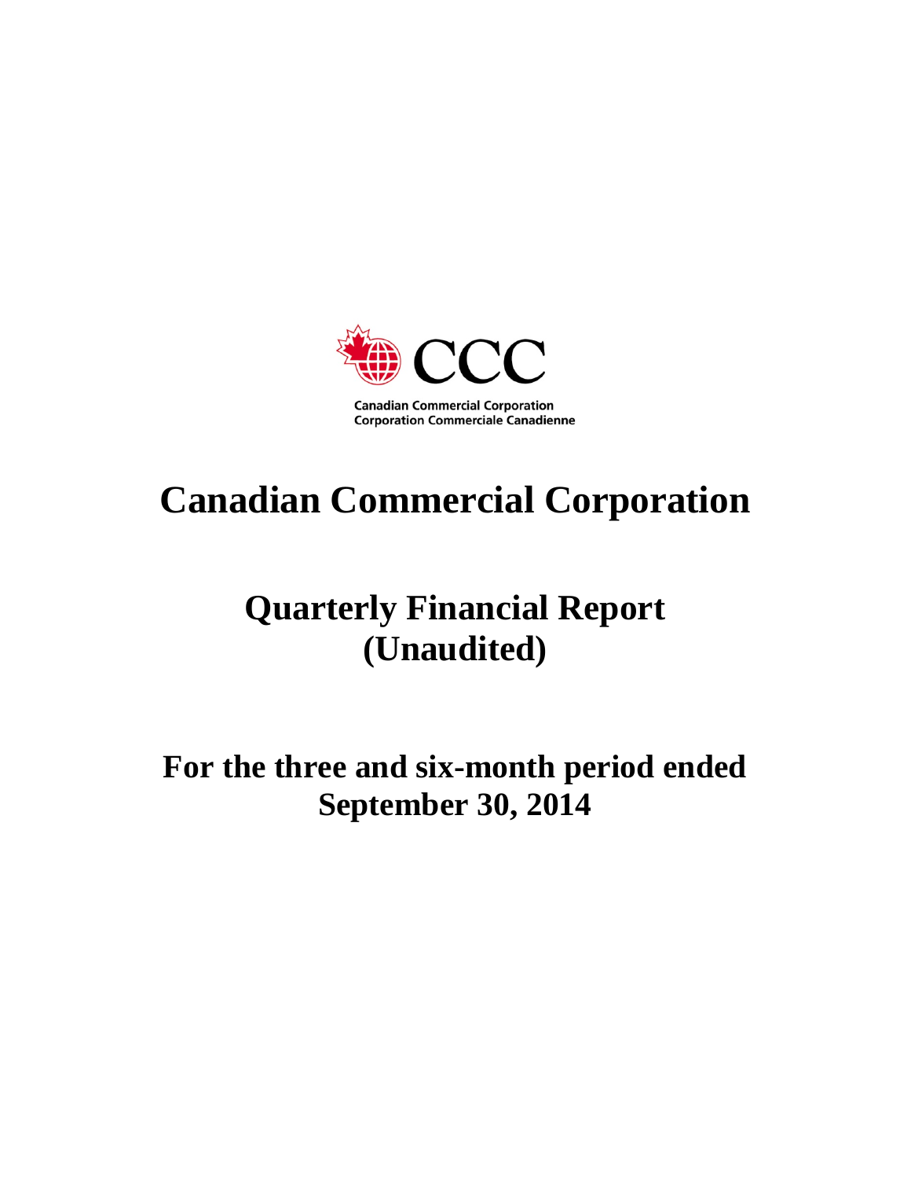Canadian Commercial Corporation
Corporation Commerciale Canadienne

# Canadian Commercial Corporation

# Quarterly Financial Report (Unaudited)

## For the three and six-month period ended September 30, 2014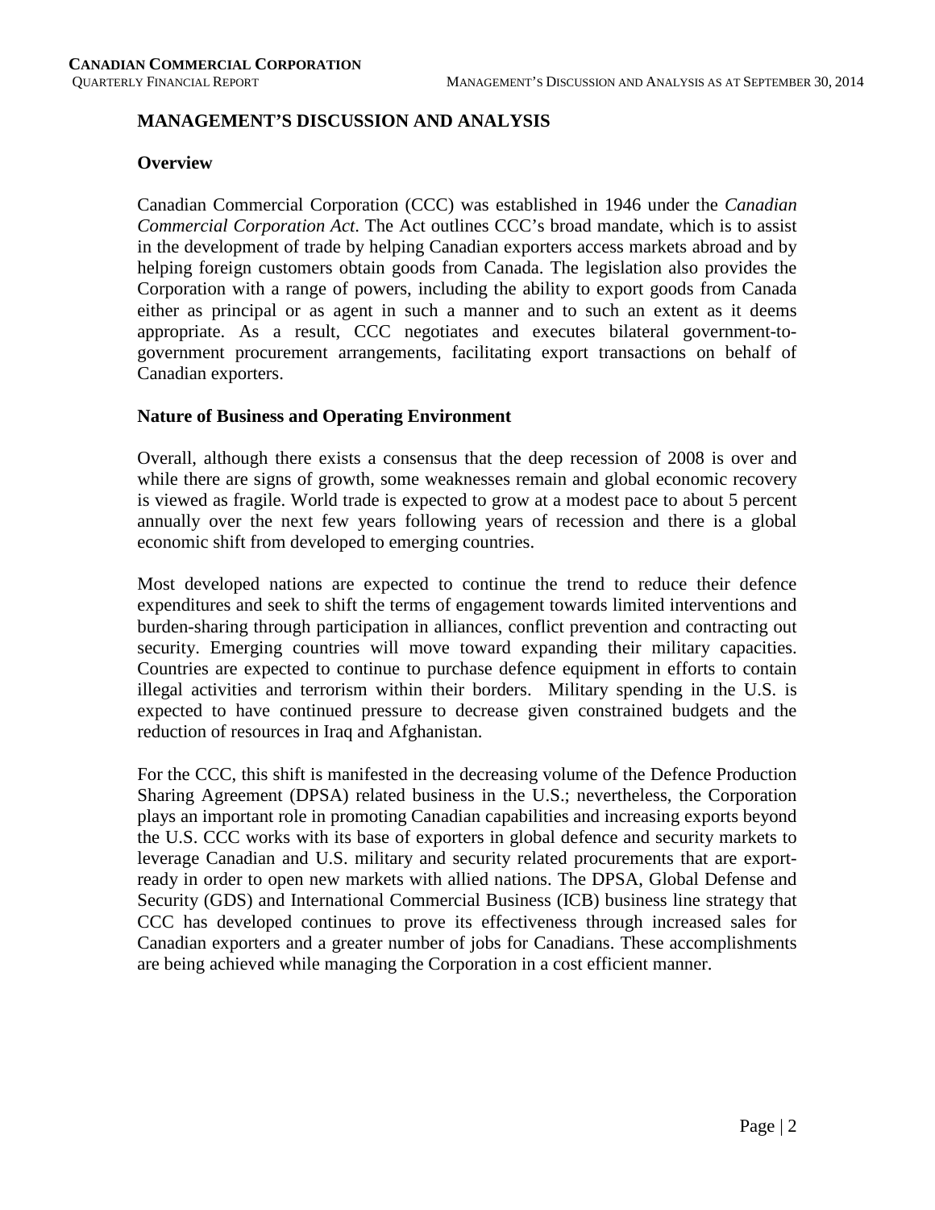# MANAGEMENT'S DISCUSSION AND ANALYSIS

## Overview

Canadian Commercial Corporation (CCC) was established in 1946 under the *Canadian Commercial Corporation Act*. The Act outlines CCC's broad mandate, which is to assist in the development of trade by helping Canadian exporters access markets abroad and by helping foreign customers obtain goods from Canada. The legislation also provides the Corporation with a range of powers, including the ability to export goods from Canada either as principal or as agent in such a manner and to such an extent as it deems appropriate. As a result, CCC negotiates and executes bilateral government-to-government procurement arrangements, facilitating export transactions on behalf of Canadian exporters.

## Nature of Business and Operating Environment

Overall, although there exists a consensus that the deep recession of 2008 is over and while there are signs of growth, some weaknesses remain and global economic recovery is viewed as fragile. World trade is expected to grow at a modest pace to about 5 percent annually over the next few years following years of recession and there is a global economic shift from developed to emerging countries.

Most developed nations are expected to continue the trend to reduce their defence expenditures and seek to shift the terms of engagement towards limited interventions and burden-sharing through participation in alliances, conflict prevention and contracting out security. Emerging countries will move toward expanding their military capacities. Countries are expected to continue to purchase defence equipment in efforts to contain illegal activities and terrorism within their borders. Military spending in the U.S. is expected to have continued pressure to decrease given constrained budgets and the reduction of resources in Iraq and Afghanistan.

For the CCC, this shift is manifested in the decreasing volume of the Defence Production Sharing Agreement (DPSA) related business in the U.S.; nevertheless, the Corporation plays an important role in promoting Canadian capabilities and increasing exports beyond the U.S. CCC works with its base of exporters in global defence and security markets to leverage Canadian and U.S. military and security related procurements that are export-ready in order to open new markets with allied nations. The DPSA, Global Defense and Security (GDS) and International Commercial Business (ICB) business line strategy that CCC has developed continues to prove its effectiveness through increased sales for Canadian exporters and a greater number of jobs for Canadians. These accomplishments are being achieved while managing the Corporation in a cost efficient manner.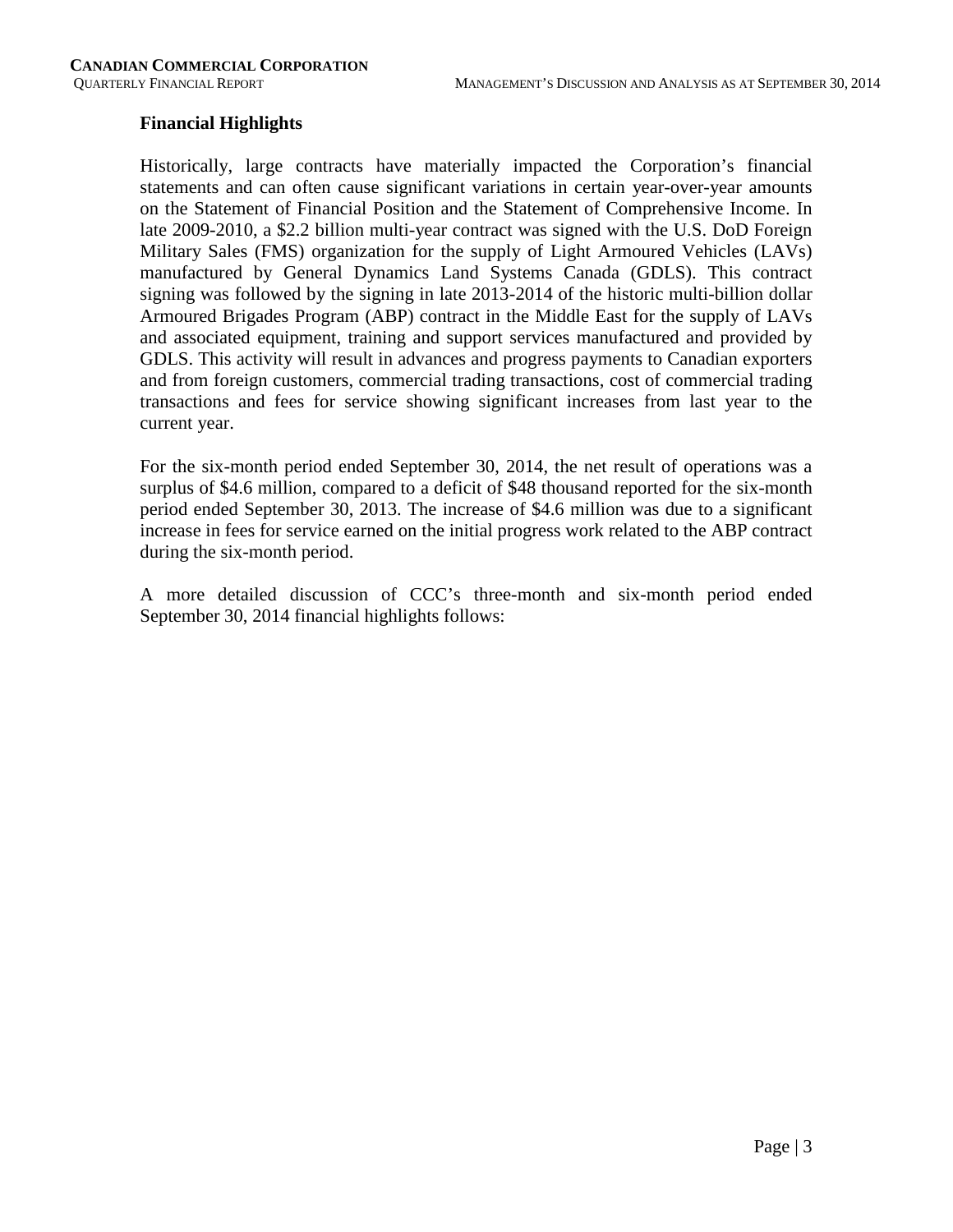## Financial Highlights

Historically, large contracts have materially impacted the Corporation's financial statements and can often cause significant variations in certain year-over-year amounts on the Statement of Financial Position and the Statement of Comprehensive Income. In late 2009-2010, a $2.2 billion multi-year contract was signed with the U.S. DoD Foreign Military Sales (FMS) organization for the supply of Light Armoured Vehicles (LAVs) manufactured by General Dynamics Land Systems Canada (GDLS). This contract signing was followed by the signing in late 2013-2014 of the historic multi-billion dollar Armoured Brigades Program (ABP) contract in the Middle East for the supply of LAVs and associated equipment, training and support services manufactured and provided by GDLS. This activity will result in advances and progress payments to Canadian exporters and from foreign customers, commercial trading transactions, cost of commercial trading transactions and fees for service showing significant increases from last year to the current year.

For the six-month period ended September 30, 2014, the net result of operations was a surplus of $4.6 million, compared to a deficit of $48 thousand reported for the six-month period ended September 30, 2013. The increase of $4.6 million was due to a significant increase in fees for service earned on the initial progress work related to the ABP contract during the six-month period.

A more detailed discussion of CCC's three-month and six-month period ended September 30, 2014 financial highlights follows: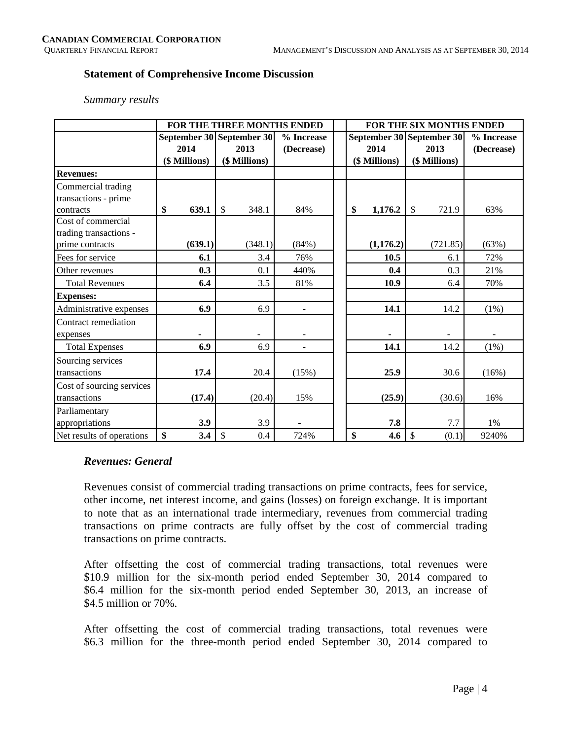### Statement of Comprehensive Income Discussion

*Summary results*

| | FOR THE THREE MONTHS ENDED | | | | FOR THE SIX MONTHS ENDED | | |
|---|---|---|---|---|---|---|---|
| | September 30 2014 ($ Millions) | September 30 2013 ($ Millions) | % Increase (Decrease) | | September 30 2014 ($ Millions) | September 30 2013 ($ Millions) | % Increase (Decrease) |
| **Revenues:** | | | | | | | |
| Commercial trading transactions - prime contracts | **$ 639.1** | $ 348.1 | 84% | | **$ 1,176.2** | $ 721.9 | 63% |
| Cost of commercial trading transactions - prime contracts | **(639.1)** | (348.1) | (84%) | | **(1,176.2)** | (721.85) | (63%) |
| Fees for service | **6.1** | 3.4 | 76% | | **10.5** | 6.1 | 72% |
| Other revenues | **0.3** | 0.1 | 440% | | **0.4** | 0.3 | 21% |
| Total Revenues | **6.4** | 3.5 | 81% | | **10.9** | 6.4 | 70% |
| **Expenses:** | | | | | | | |
| Administrative expenses | **6.9** | 6.9 | - | | **14.1** | 14.2 | (1%) |
| Contract remediation expenses | **-** | - | - | | **-** | - | - |
| Total Expenses | **6.9** | 6.9 | - | | **14.1** | 14.2 | (1%) |
| Sourcing services transactions | **17.4** | 20.4 | (15%) | | **25.9** | 30.6 | (16%) |
| Cost of sourcing services transactions | **(17.4)** | (20.4) | 15% | | **(25.9)** | (30.6) | 16% |
| Parliamentary appropriations | **3.9** | 3.9 | - | | **7.8** | 7.7 | 1% |
| Net results of operations | **$ 3.4** | $ 0.4 | 724% | | **$ 4.6** | $ (0.1) | 9240% |

***Revenues: General***

Revenues consist of commercial trading transactions on prime contracts, fees for service, other income, net interest income, and gains (losses) on foreign exchange. It is important to note that as an international trade intermediary, revenues from commercial trading transactions on prime contracts are fully offset by the cost of commercial trading transactions on prime contracts.

After offsetting the cost of commercial trading transactions, total revenues were $10.9 million for the six-month period ended September 30, 2014 compared to $6.4 million for the six-month period ended September 30, 2013, an increase of $4.5 million or 70%.

After offsetting the cost of commercial trading transactions, total revenues were $6.3 million for the three-month period ended September 30, 2014 compared to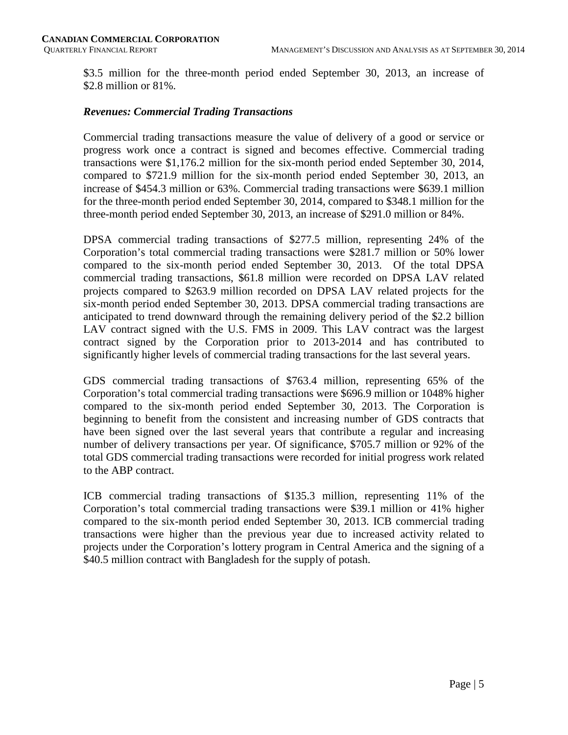$3.5 million for the three-month period ended September 30, 2013, an increase of $2.8 million or 81%.

### *Revenues: Commercial Trading Transactions*

Commercial trading transactions measure the value of delivery of a good or service or progress work once a contract is signed and becomes effective. Commercial trading transactions were $1,176.2 million for the six-month period ended September 30, 2014, compared to $721.9 million for the six-month period ended September 30, 2013, an increase of $454.3 million or 63%. Commercial trading transactions were $639.1 million for the three-month period ended September 30, 2014, compared to $348.1 million for the three-month period ended September 30, 2013, an increase of $291.0 million or 84%.

DPSA commercial trading transactions of $277.5 million, representing 24% of the Corporation's total commercial trading transactions were $281.7 million or 50% lower compared to the six-month period ended September 30, 2013. Of the total DPSA commercial trading transactions, $61.8 million were recorded on DPSA LAV related projects compared to $263.9 million recorded on DPSA LAV related projects for the six-month period ended September 30, 2013. DPSA commercial trading transactions are anticipated to trend downward through the remaining delivery period of the $2.2 billion LAV contract signed with the U.S. FMS in 2009. This LAV contract was the largest contract signed by the Corporation prior to 2013-2014 and has contributed to significantly higher levels of commercial trading transactions for the last several years.

GDS commercial trading transactions of $763.4 million, representing 65% of the Corporation's total commercial trading transactions were $696.9 million or 1048% higher compared to the six-month period ended September 30, 2013. The Corporation is beginning to benefit from the consistent and increasing number of GDS contracts that have been signed over the last several years that contribute a regular and increasing number of delivery transactions per year. Of significance, $705.7 million or 92% of the total GDS commercial trading transactions were recorded for initial progress work related to the ABP contract.

ICB commercial trading transactions of $135.3 million, representing 11% of the Corporation's total commercial trading transactions were $39.1 million or 41% higher compared to the six-month period ended September 30, 2013. ICB commercial trading transactions were higher than the previous year due to increased activity related to projects under the Corporation's lottery program in Central America and the signing of a $40.5 million contract with Bangladesh for the supply of potash.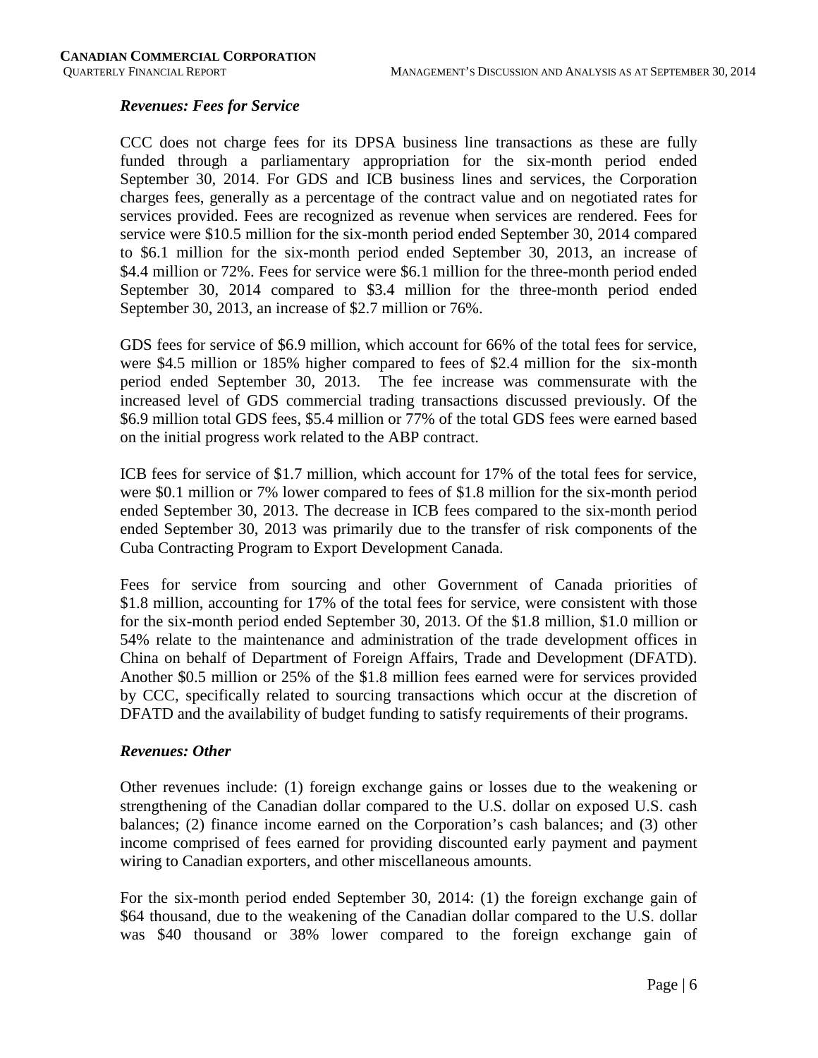### *Revenues: Fees for Service*

CCC does not charge fees for its DPSA business line transactions as these are fully funded through a parliamentary appropriation for the six-month period ended September 30, 2014. For GDS and ICB business lines and services, the Corporation charges fees, generally as a percentage of the contract value and on negotiated rates for services provided. Fees are recognized as revenue when services are rendered. Fees for service were $10.5 million for the six-month period ended September 30, 2014 compared to $6.1 million for the six-month period ended September 30, 2013, an increase of $4.4 million or 72%. Fees for service were $6.1 million for the three-month period ended September 30, 2014 compared to $3.4 million for the three-month period ended September 30, 2013, an increase of $2.7 million or 76%.

GDS fees for service of $6.9 million, which account for 66% of the total fees for service, were $4.5 million or 185% higher compared to fees of $2.4 million for the six-month period ended September 30, 2013. The fee increase was commensurate with the increased level of GDS commercial trading transactions discussed previously. Of the $6.9 million total GDS fees, $5.4 million or 77% of the total GDS fees were earned based on the initial progress work related to the ABP contract.

ICB fees for service of $1.7 million, which account for 17% of the total fees for service, were $0.1 million or 7% lower compared to fees of $1.8 million for the six-month period ended September 30, 2013. The decrease in ICB fees compared to the six-month period ended September 30, 2013 was primarily due to the transfer of risk components of the Cuba Contracting Program to Export Development Canada.

Fees for service from sourcing and other Government of Canada priorities of $1.8 million, accounting for 17% of the total fees for service, were consistent with those for the six-month period ended September 30, 2013. Of the $1.8 million, $1.0 million or 54% relate to the maintenance and administration of the trade development offices in China on behalf of Department of Foreign Affairs, Trade and Development (DFATD). Another $0.5 million or 25% of the $1.8 million fees earned were for services provided by CCC, specifically related to sourcing transactions which occur at the discretion of DFATD and the availability of budget funding to satisfy requirements of their programs.

### *Revenues: Other*

Other revenues include: (1) foreign exchange gains or losses due to the weakening or strengthening of the Canadian dollar compared to the U.S. dollar on exposed U.S. cash balances; (2) finance income earned on the Corporation's cash balances; and (3) other income comprised of fees earned for providing discounted early payment and payment wiring to Canadian exporters, and other miscellaneous amounts.

For the six-month period ended September 30, 2014: (1) the foreign exchange gain of $64 thousand, due to the weakening of the Canadian dollar compared to the U.S. dollar was $40 thousand or 38% lower compared to the foreign exchange gain of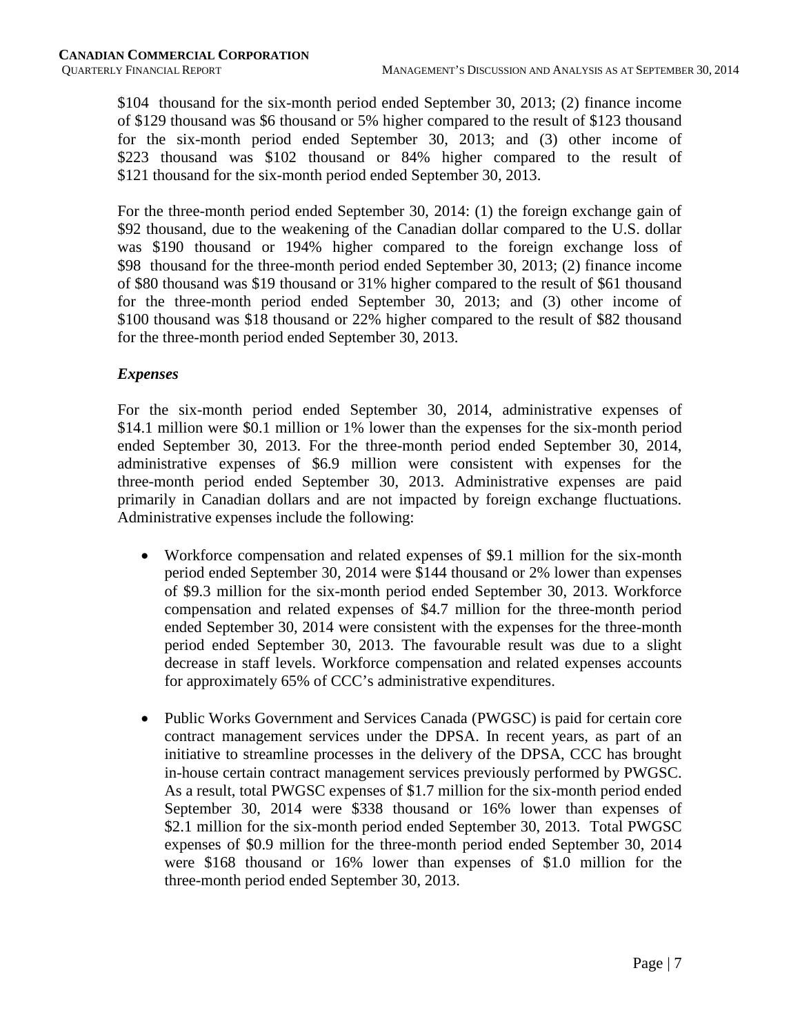$104 thousand for the six-month period ended September 30, 2013; (2) finance income of $129 thousand was $6 thousand or 5% higher compared to the result of $123 thousand for the six-month period ended September 30, 2013; and (3) other income of $223 thousand was $102 thousand or 84% higher compared to the result of $121 thousand for the six-month period ended September 30, 2013.

For the three-month period ended September 30, 2014: (1) the foreign exchange gain of $92 thousand, due to the weakening of the Canadian dollar compared to the U.S. dollar was $190 thousand or 194% higher compared to the foreign exchange loss of $98 thousand for the three-month period ended September 30, 2013; (2) finance income of $80 thousand was $19 thousand or 31% higher compared to the result of $61 thousand for the three-month period ended September 30, 2013; and (3) other income of $100 thousand was $18 thousand or 22% higher compared to the result of $82 thousand for the three-month period ended September 30, 2013.

### *Expenses*

For the six-month period ended September 30, 2014, administrative expenses of $14.1 million were $0.1 million or 1% lower than the expenses for the six-month period ended September 30, 2013. For the three-month period ended September 30, 2014, administrative expenses of $6.9 million were consistent with expenses for the three-month period ended September 30, 2013. Administrative expenses are paid primarily in Canadian dollars and are not impacted by foreign exchange fluctuations. Administrative expenses include the following:

- Workforce compensation and related expenses of $9.1 million for the six-month period ended September 30, 2014 were $144 thousand or 2% lower than expenses of $9.3 million for the six-month period ended September 30, 2013. Workforce compensation and related expenses of $4.7 million for the three-month period ended September 30, 2014 were consistent with the expenses for the three-month period ended September 30, 2013. The favourable result was due to a slight decrease in staff levels. Workforce compensation and related expenses accounts for approximately 65% of CCC's administrative expenditures.

- Public Works Government and Services Canada (PWGSC) is paid for certain core contract management services under the DPSA. In recent years, as part of an initiative to streamline processes in the delivery of the DPSA, CCC has brought in-house certain contract management services previously performed by PWGSC. As a result, total PWGSC expenses of $1.7 million for the six-month period ended September 30, 2014 were $338 thousand or 16% lower than expenses of $2.1 million for the six-month period ended September 30, 2013. Total PWGSC expenses of $0.9 million for the three-month period ended September 30, 2014 were $168 thousand or 16% lower than expenses of $1.0 million for the three-month period ended September 30, 2013.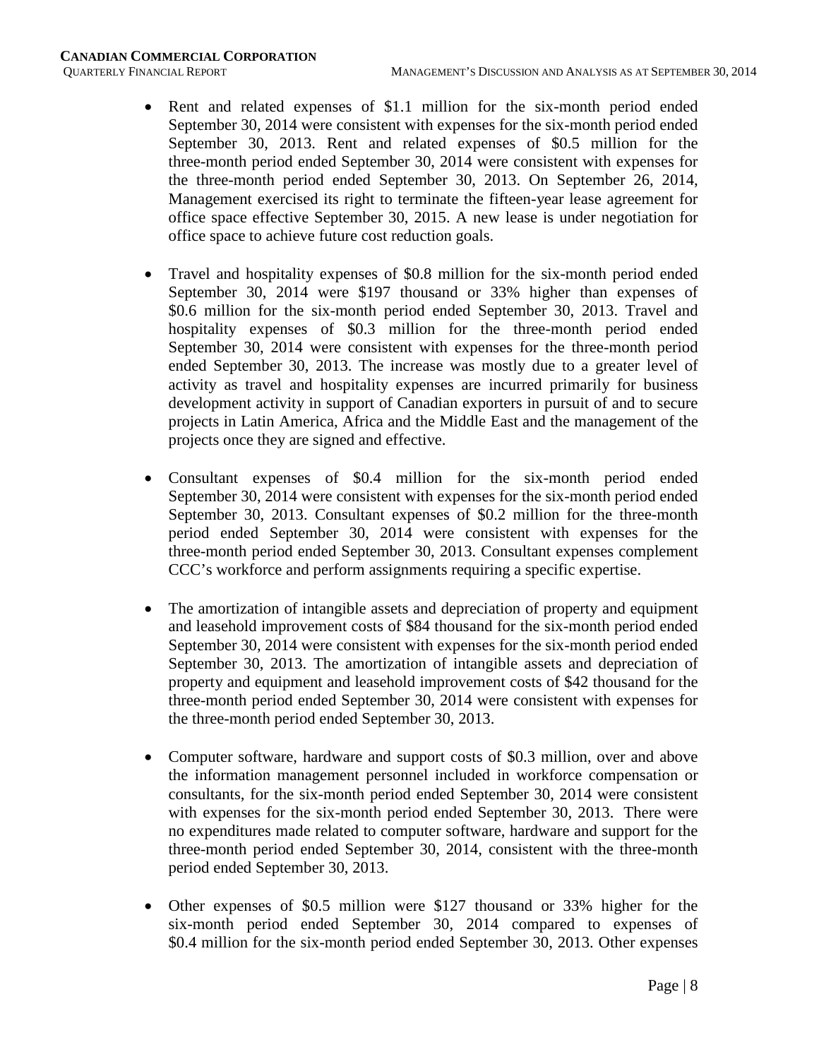- Rent and related expenses of $1.1 million for the six-month period ended September 30, 2014 were consistent with expenses for the six-month period ended September 30, 2013. Rent and related expenses of $0.5 million for the three-month period ended September 30, 2014 were consistent with expenses for the three-month period ended September 30, 2013. On September 26, 2014, Management exercised its right to terminate the fifteen-year lease agreement for office space effective September 30, 2015. A new lease is under negotiation for office space to achieve future cost reduction goals.

- Travel and hospitality expenses of $0.8 million for the six-month period ended September 30, 2014 were $197 thousand or 33% higher than expenses of $0.6 million for the six-month period ended September 30, 2013. Travel and hospitality expenses of $0.3 million for the three-month period ended September 30, 2014 were consistent with expenses for the three-month period ended September 30, 2013. The increase was mostly due to a greater level of activity as travel and hospitality expenses are incurred primarily for business development activity in support of Canadian exporters in pursuit of and to secure projects in Latin America, Africa and the Middle East and the management of the projects once they are signed and effective.

- Consultant expenses of $0.4 million for the six-month period ended September 30, 2014 were consistent with expenses for the six-month period ended September 30, 2013. Consultant expenses of $0.2 million for the three-month period ended September 30, 2014 were consistent with expenses for the three-month period ended September 30, 2013. Consultant expenses complement CCC's workforce and perform assignments requiring a specific expertise.

- The amortization of intangible assets and depreciation of property and equipment and leasehold improvement costs of $84 thousand for the six-month period ended September 30, 2014 were consistent with expenses for the six-month period ended September 30, 2013. The amortization of intangible assets and depreciation of property and equipment and leasehold improvement costs of $42 thousand for the three-month period ended September 30, 2014 were consistent with expenses for the three-month period ended September 30, 2013.

- Computer software, hardware and support costs of $0.3 million, over and above the information management personnel included in workforce compensation or consultants, for the six-month period ended September 30, 2014 were consistent with expenses for the six-month period ended September 30, 2013. There were no expenditures made related to computer software, hardware and support for the three-month period ended September 30, 2014, consistent with the three-month period ended September 30, 2013.

- Other expenses of $0.5 million were $127 thousand or 33% higher for the six-month period ended September 30, 2014 compared to expenses of $0.4 million for the six-month period ended September 30, 2013. Other expenses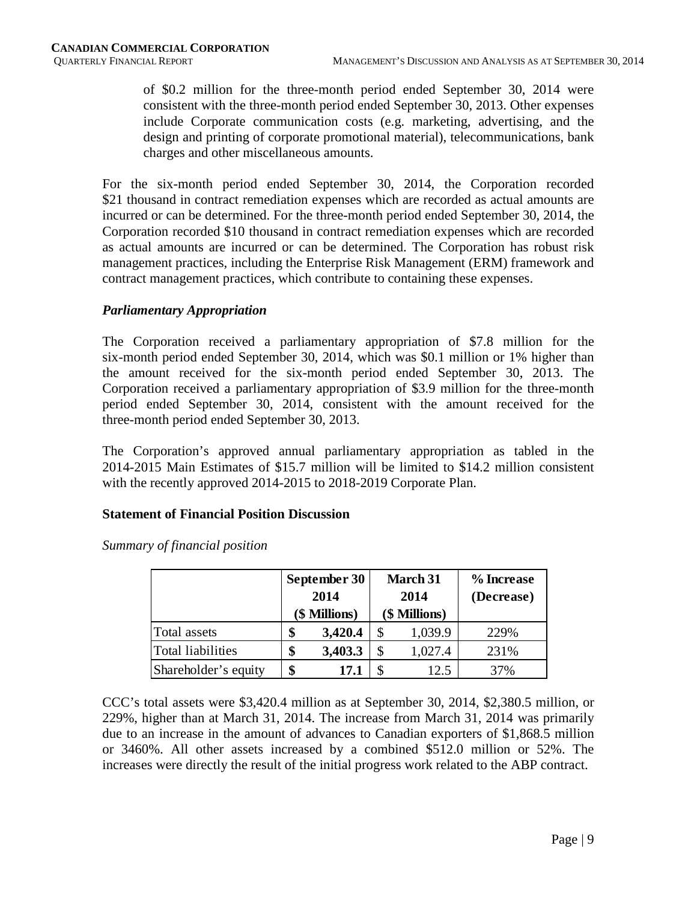of $0.2 million for the three-month period ended September 30, 2014 were consistent with the three-month period ended September 30, 2013. Other expenses include Corporate communication costs (e.g. marketing, advertising, and the design and printing of corporate promotional material), telecommunications, bank charges and other miscellaneous amounts.

For the six-month period ended September 30, 2014, the Corporation recorded $21 thousand in contract remediation expenses which are recorded as actual amounts are incurred or can be determined. For the three-month period ended September 30, 2014, the Corporation recorded $10 thousand in contract remediation expenses which are recorded as actual amounts are incurred or can be determined. The Corporation has robust risk management practices, including the Enterprise Risk Management (ERM) framework and contract management practices, which contribute to containing these expenses.

### *Parliamentary Appropriation*

The Corporation received a parliamentary appropriation of $7.8 million for the six-month period ended September 30, 2014, which was $0.1 million or 1% higher than the amount received for the six-month period ended September 30, 2013. The Corporation received a parliamentary appropriation of $3.9 million for the three-month period ended September 30, 2014, consistent with the amount received for the three-month period ended September 30, 2013.

The Corporation's approved annual parliamentary appropriation as tabled in the 2014-2015 Main Estimates of $15.7 million will be limited to $14.2 million consistent with the recently approved 2014-2015 to 2018-2019 Corporate Plan.

### **Statement of Financial Position Discussion**

*Summary of financial position*

| | September 30 2014 ($ Millions) | March 31 2014 ($ Millions) | % Increase (Decrease) |
|---|---|---|---|
| Total assets | **$ 3,420.4** | $ 1,039.9 | 229% |
| Total liabilities | **$ 3,403.3** | $ 1,027.4 | 231% |
| Shareholder's equity | **$ 17.1** | $ 12.5 | 37% |

CCC's total assets were $3,420.4 million as at September 30, 2014, $2,380.5 million, or 229%, higher than at March 31, 2014. The increase from March 31, 2014 was primarily due to an increase in the amount of advances to Canadian exporters of $1,868.5 million or 3460%. All other assets increased by a combined $512.0 million or 52%. The increases were directly the result of the initial progress work related to the ABP contract.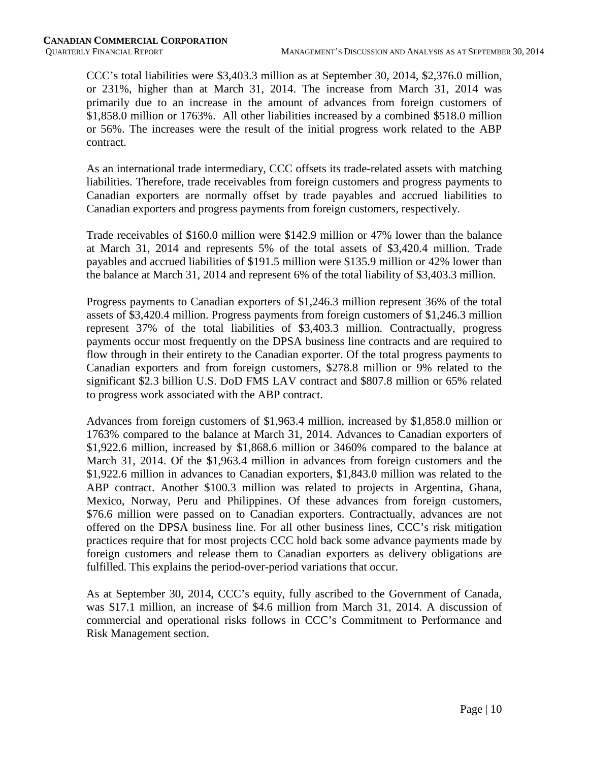CCC's total liabilities were $3,403.3 million as at September 30, 2014, $2,376.0 million, or 231%, higher than at March 31, 2014. The increase from March 31, 2014 was primarily due to an increase in the amount of advances from foreign customers of $1,858.0 million or 1763%. All other liabilities increased by a combined $518.0 million or 56%. The increases were the result of the initial progress work related to the ABP contract.

As an international trade intermediary, CCC offsets its trade-related assets with matching liabilities. Therefore, trade receivables from foreign customers and progress payments to Canadian exporters are normally offset by trade payables and accrued liabilities to Canadian exporters and progress payments from foreign customers, respectively.

Trade receivables of $160.0 million were $142.9 million or 47% lower than the balance at March 31, 2014 and represents 5% of the total assets of $3,420.4 million. Trade payables and accrued liabilities of $191.5 million were $135.9 million or 42% lower than the balance at March 31, 2014 and represent 6% of the total liability of $3,403.3 million.

Progress payments to Canadian exporters of $1,246.3 million represent 36% of the total assets of $3,420.4 million. Progress payments from foreign customers of $1,246.3 million represent 37% of the total liabilities of $3,403.3 million. Contractually, progress payments occur most frequently on the DPSA business line contracts and are required to flow through in their entirety to the Canadian exporter. Of the total progress payments to Canadian exporters and from foreign customers, $278.8 million or 9% related to the significant $2.3 billion U.S. DoD FMS LAV contract and $807.8 million or 65% related to progress work associated with the ABP contract.

Advances from foreign customers of $1,963.4 million, increased by $1,858.0 million or 1763% compared to the balance at March 31, 2014. Advances to Canadian exporters of $1,922.6 million, increased by $1,868.6 million or 3460% compared to the balance at March 31, 2014. Of the $1,963.4 million in advances from foreign customers and the $1,922.6 million in advances to Canadian exporters, $1,843.0 million was related to the ABP contract. Another $100.3 million was related to projects in Argentina, Ghana, Mexico, Norway, Peru and Philippines. Of these advances from foreign customers, $76.6 million were passed on to Canadian exporters. Contractually, advances are not offered on the DPSA business line. For all other business lines, CCC's risk mitigation practices require that for most projects CCC hold back some advance payments made by foreign customers and release them to Canadian exporters as delivery obligations are fulfilled. This explains the period-over-period variations that occur.

As at September 30, 2014, CCC's equity, fully ascribed to the Government of Canada, was $17.1 million, an increase of $4.6 million from March 31, 2014. A discussion of commercial and operational risks follows in CCC's Commitment to Performance and Risk Management section.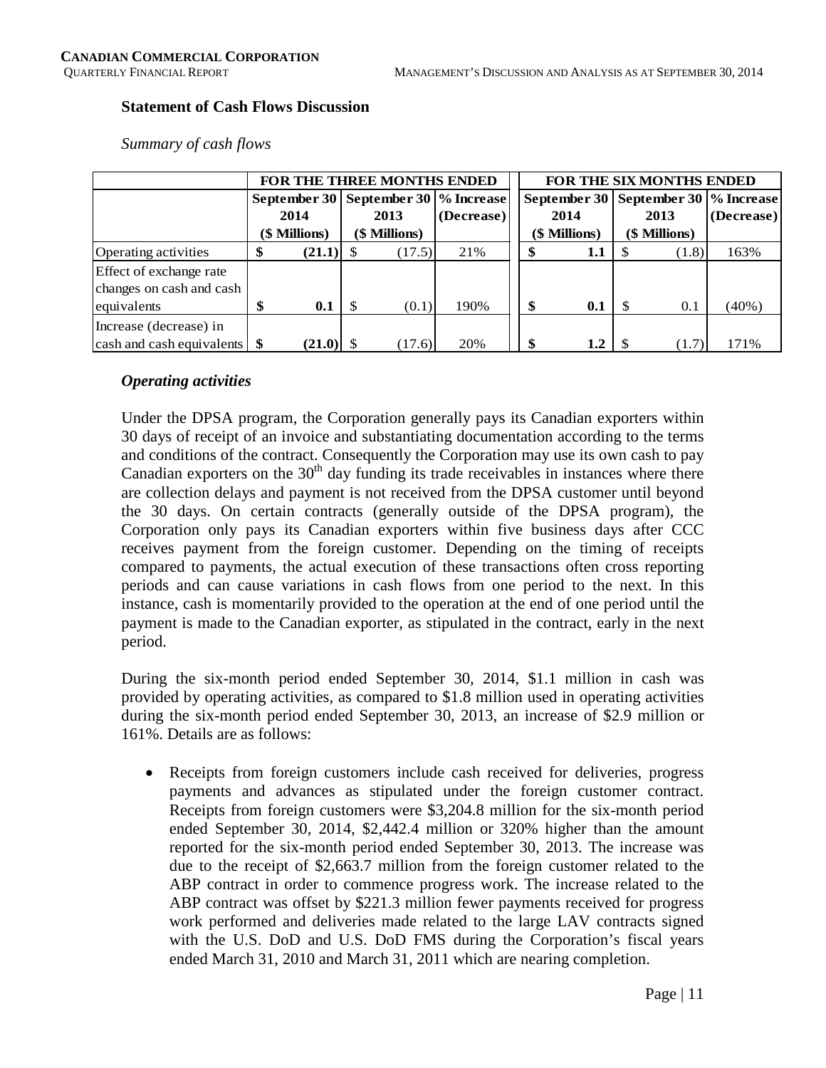## Statement of Cash Flows Discussion

*Summary of cash flows*

| | FOR THE THREE MONTHS ENDED | | | FOR THE SIX MONTHS ENDED | | |
|---|---|---|---|---|---|---|
| | September 30 2014 ($ Millions) | September 30 2013 ($ Millions) | % Increase (Decrease) | September 30 2014 ($ Millions) | September 30 2013 ($ Millions) | % Increase (Decrease) |
| Operating activities | **$ (21.1)** | $ (17.5) | 21% | **$ 1.1** | $ (1.8) | 163% |
| Effect of exchange rate changes on cash and cash equivalents | **$ 0.1** | $ (0.1) | 190% | **$ 0.1** | $ 0.1 | (40%) |
| Increase (decrease) in cash and cash equivalents | **$ (21.0)** | $ (17.6) | 20% | **$ 1.2** | $ (1.7) | 171% |

### *Operating activities*

Under the DPSA program, the Corporation generally pays its Canadian exporters within 30 days of receipt of an invoice and substantiating documentation according to the terms and conditions of the contract. Consequently the Corporation may use its own cash to pay Canadian exporters on the 30th day funding its trade receivables in instances where there are collection delays and payment is not received from the DPSA customer until beyond the 30 days. On certain contracts (generally outside of the DPSA program), the Corporation only pays its Canadian exporters within five business days after CCC receives payment from the foreign customer. Depending on the timing of receipts compared to payments, the actual execution of these transactions often cross reporting periods and can cause variations in cash flows from one period to the next. In this instance, cash is momentarily provided to the operation at the end of one period until the payment is made to the Canadian exporter, as stipulated in the contract, early in the next period.

During the six-month period ended September 30, 2014, $1.1 million in cash was provided by operating activities, as compared to $1.8 million used in operating activities during the six-month period ended September 30, 2013, an increase of $2.9 million or 161%. Details are as follows:

- Receipts from foreign customers include cash received for deliveries, progress payments and advances as stipulated under the foreign customer contract. Receipts from foreign customers were $3,204.8 million for the six-month period ended September 30, 2014, $2,442.4 million or 320% higher than the amount reported for the six-month period ended September 30, 2013. The increase was due to the receipt of $2,663.7 million from the foreign customer related to the ABP contract in order to commence progress work. The increase related to the ABP contract was offset by $221.3 million fewer payments received for progress work performed and deliveries made related to the large LAV contracts signed with the U.S. DoD and U.S. DoD FMS during the Corporation's fiscal years ended March 31, 2010 and March 31, 2011 which are nearing completion.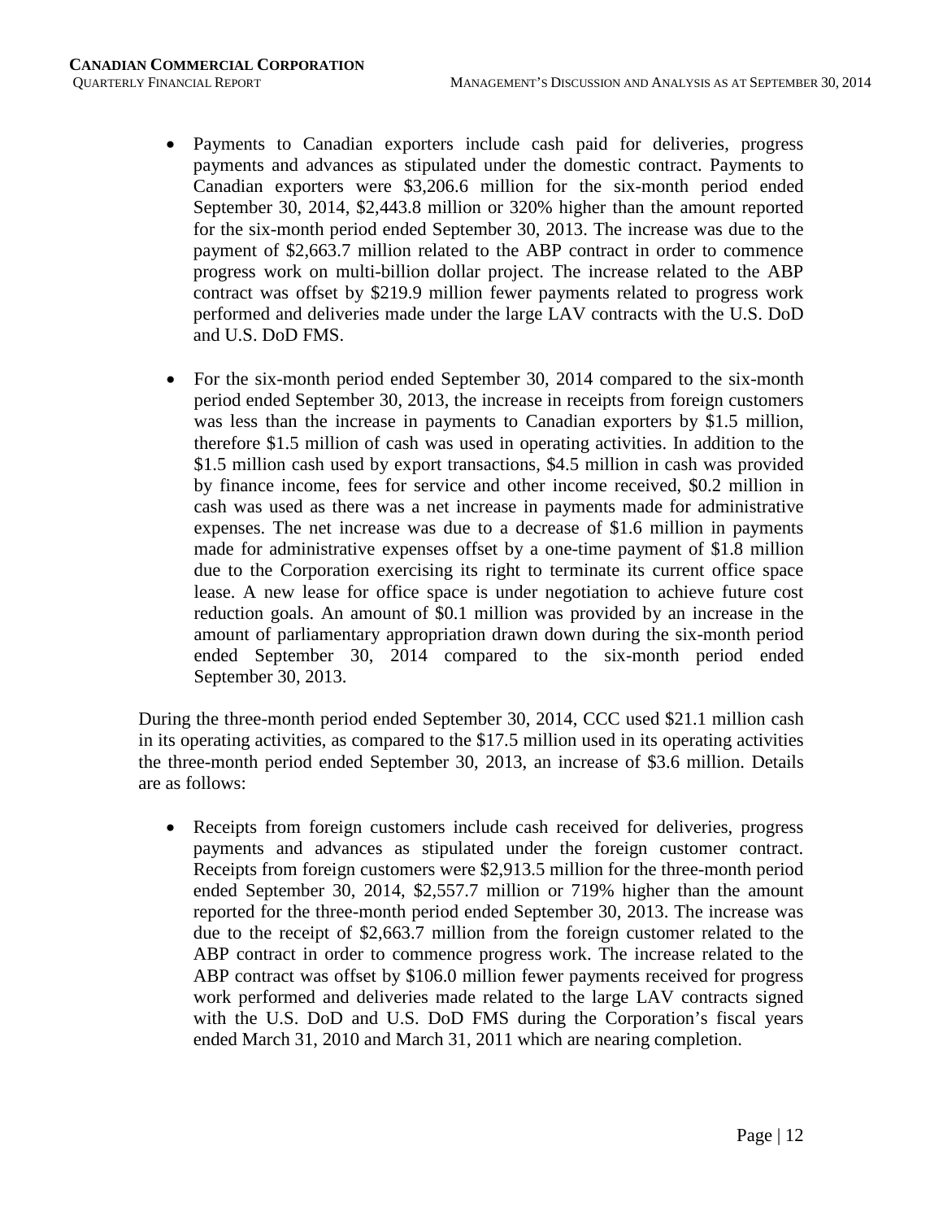- Payments to Canadian exporters include cash paid for deliveries, progress payments and advances as stipulated under the domestic contract. Payments to Canadian exporters were $3,206.6 million for the six-month period ended September 30, 2014, $2,443.8 million or 320% higher than the amount reported for the six-month period ended September 30, 2013. The increase was due to the payment of $2,663.7 million related to the ABP contract in order to commence progress work on multi-billion dollar project. The increase related to the ABP contract was offset by $219.9 million fewer payments related to progress work performed and deliveries made under the large LAV contracts with the U.S. DoD and U.S. DoD FMS.

- For the six-month period ended September 30, 2014 compared to the six-month period ended September 30, 2013, the increase in receipts from foreign customers was less than the increase in payments to Canadian exporters by $1.5 million, therefore $1.5 million of cash was used in operating activities. In addition to the $1.5 million cash used by export transactions, $4.5 million in cash was provided by finance income, fees for service and other income received, $0.2 million in cash was used as there was a net increase in payments made for administrative expenses. The net increase was due to a decrease of $1.6 million in payments made for administrative expenses offset by a one-time payment of $1.8 million due to the Corporation exercising its right to terminate its current office space lease. A new lease for office space is under negotiation to achieve future cost reduction goals. An amount of $0.1 million was provided by an increase in the amount of parliamentary appropriation drawn down during the six-month period ended September 30, 2014 compared to the six-month period ended September 30, 2013.

During the three-month period ended September 30, 2014, CCC used $21.1 million cash in its operating activities, as compared to the $17.5 million used in its operating activities the three-month period ended September 30, 2013, an increase of $3.6 million. Details are as follows:

- Receipts from foreign customers include cash received for deliveries, progress payments and advances as stipulated under the foreign customer contract. Receipts from foreign customers were $2,913.5 million for the three-month period ended September 30, 2014, $2,557.7 million or 719% higher than the amount reported for the three-month period ended September 30, 2013. The increase was due to the receipt of $2,663.7 million from the foreign customer related to the ABP contract in order to commence progress work. The increase related to the ABP contract was offset by $106.0 million fewer payments received for progress work performed and deliveries made related to the large LAV contracts signed with the U.S. DoD and U.S. DoD FMS during the Corporation's fiscal years ended March 31, 2010 and March 31, 2011 which are nearing completion.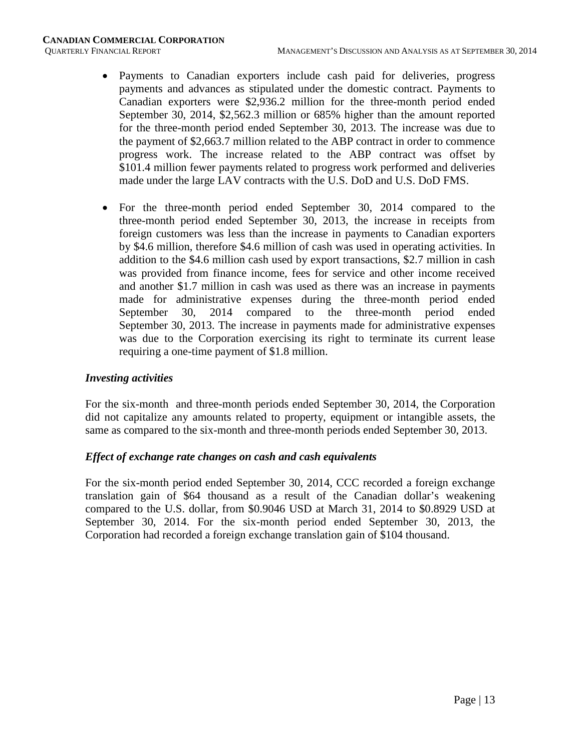- Payments to Canadian exporters include cash paid for deliveries, progress payments and advances as stipulated under the domestic contract. Payments to Canadian exporters were $2,936.2 million for the three-month period ended September 30, 2014, $2,562.3 million or 685% higher than the amount reported for the three-month period ended September 30, 2013. The increase was due to the payment of $2,663.7 million related to the ABP contract in order to commence progress work. The increase related to the ABP contract was offset by $101.4 million fewer payments related to progress work performed and deliveries made under the large LAV contracts with the U.S. DoD and U.S. DoD FMS.

- For the three-month period ended September 30, 2014 compared to the three-month period ended September 30, 2013, the increase in receipts from foreign customers was less than the increase in payments to Canadian exporters by $4.6 million, therefore $4.6 million of cash was used in operating activities. In addition to the $4.6 million cash used by export transactions, $2.7 million in cash was provided from finance income, fees for service and other income received and another $1.7 million in cash was used as there was an increase in payments made for administrative expenses during the three-month period ended September 30, 2014 compared to the three-month period ended September 30, 2013. The increase in payments made for administrative expenses was due to the Corporation exercising its right to terminate its current lease requiring a one-time payment of $1.8 million.

***Investing activities***

For the six-month and three-month periods ended September 30, 2014, the Corporation did not capitalize any amounts related to property, equipment or intangible assets, the same as compared to the six-month and three-month periods ended September 30, 2013.

***Effect of exchange rate changes on cash and cash equivalents***

For the six-month period ended September 30, 2014, CCC recorded a foreign exchange translation gain of $64 thousand as a result of the Canadian dollar's weakening compared to the U.S. dollar, from $0.9046 USD at March 31, 2014 to $0.8929 USD at September 30, 2014. For the six-month period ended September 30, 2013, the Corporation had recorded a foreign exchange translation gain of $104 thousand.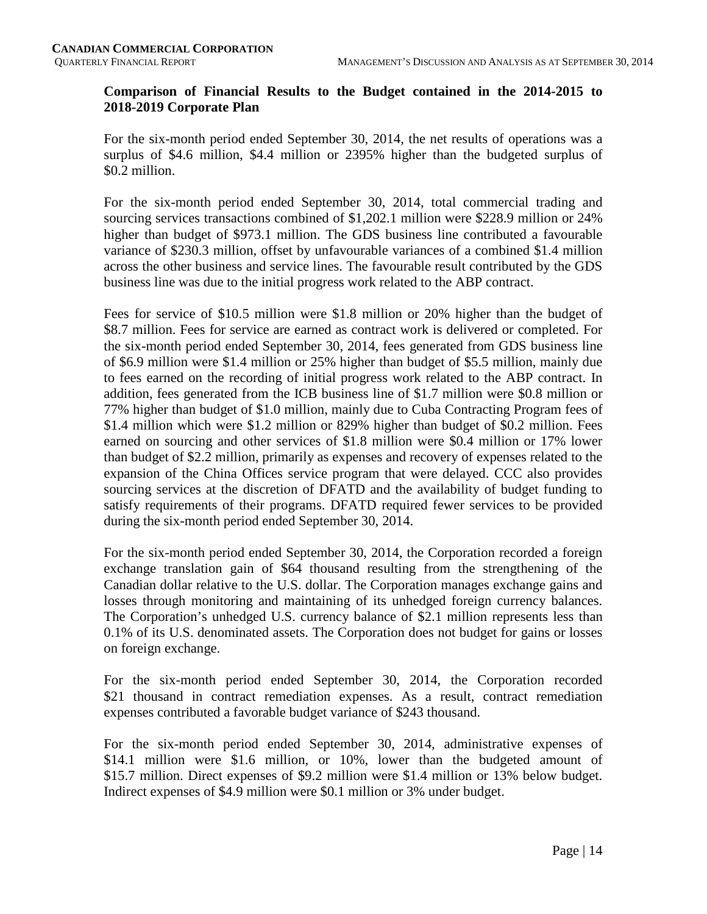## Comparison of Financial Results to the Budget contained in the 2014-2015 to 2018-2019 Corporate Plan

For the six-month period ended September 30, 2014, the net results of operations was a surplus of $4.6 million, $4.4 million or 2395% higher than the budgeted surplus of $0.2 million.

For the six-month period ended September 30, 2014, total commercial trading and sourcing services transactions combined of $1,202.1 million were $228.9 million or 24% higher than budget of $973.1 million. The GDS business line contributed a favourable variance of $230.3 million, offset by unfavourable variances of a combined $1.4 million across the other business and service lines. The favourable result contributed by the GDS business line was due to the initial progress work related to the ABP contract.

Fees for service of $10.5 million were $1.8 million or 20% higher than the budget of $8.7 million. Fees for service are earned as contract work is delivered or completed. For the six-month period ended September 30, 2014, fees generated from GDS business line of $6.9 million were $1.4 million or 25% higher than budget of $5.5 million, mainly due to fees earned on the recording of initial progress work related to the ABP contract. In addition, fees generated from the ICB business line of $1.7 million were $0.8 million or 77% higher than budget of $1.0 million, mainly due to Cuba Contracting Program fees of $1.4 million which were $1.2 million or 829% higher than budget of $0.2 million. Fees earned on sourcing and other services of $1.8 million were $0.4 million or 17% lower than budget of $2.2 million, primarily as expenses and recovery of expenses related to the expansion of the China Offices service program that were delayed. CCC also provides sourcing services at the discretion of DFATD and the availability of budget funding to satisfy requirements of their programs. DFATD required fewer services to be provided during the six-month period ended September 30, 2014.

For the six-month period ended September 30, 2014, the Corporation recorded a foreign exchange translation gain of $64 thousand resulting from the strengthening of the Canadian dollar relative to the U.S. dollar. The Corporation manages exchange gains and losses through monitoring and maintaining of its unhedged foreign currency balances. The Corporation's unhedged U.S. currency balance of $2.1 million represents less than 0.1% of its U.S. denominated assets. The Corporation does not budget for gains or losses on foreign exchange.

For the six-month period ended September 30, 2014, the Corporation recorded $21 thousand in contract remediation expenses. As a result, contract remediation expenses contributed a favorable budget variance of $243 thousand.

For the six-month period ended September 30, 2014, administrative expenses of $14.1 million were $1.6 million, or 10%, lower than the budgeted amount of $15.7 million. Direct expenses of $9.2 million were $1.4 million or 13% below budget. Indirect expenses of $4.9 million were $0.1 million or 3% under budget.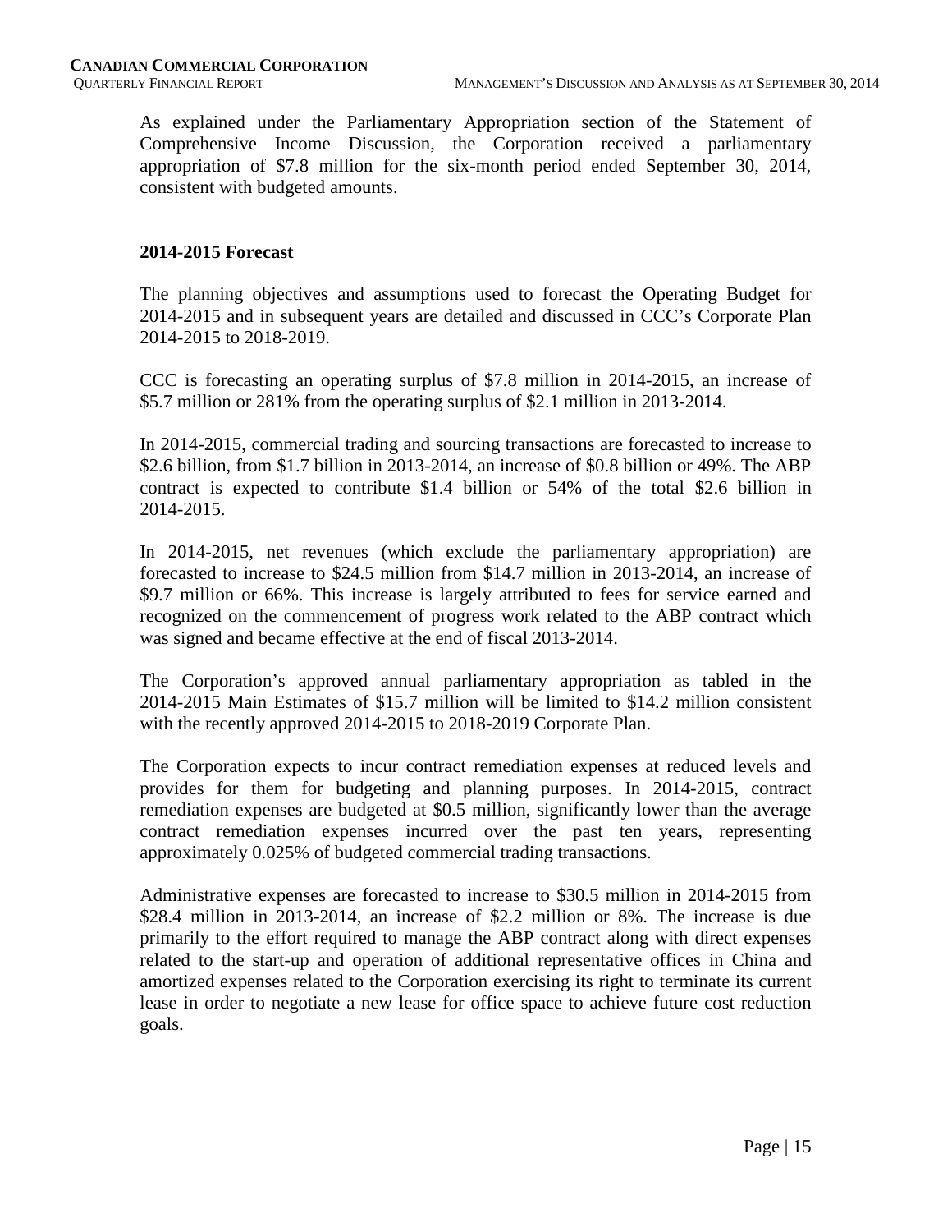As explained under the Parliamentary Appropriation section of the Statement of Comprehensive Income Discussion, the Corporation received a parliamentary appropriation of $7.8 million for the six-month period ended September 30, 2014, consistent with budgeted amounts.

## 2014-2015 Forecast

The planning objectives and assumptions used to forecast the Operating Budget for 2014-2015 and in subsequent years are detailed and discussed in CCC's Corporate Plan 2014-2015 to 2018-2019.

CCC is forecasting an operating surplus of $7.8 million in 2014-2015, an increase of $5.7 million or 281% from the operating surplus of $2.1 million in 2013-2014.

In 2014-2015, commercial trading and sourcing transactions are forecasted to increase to $2.6 billion, from $1.7 billion in 2013-2014, an increase of $0.8 billion or 49%. The ABP contract is expected to contribute $1.4 billion or 54% of the total $2.6 billion in 2014-2015.

In 2014-2015, net revenues (which exclude the parliamentary appropriation) are forecasted to increase to $24.5 million from $14.7 million in 2013-2014, an increase of $9.7 million or 66%. This increase is largely attributed to fees for service earned and recognized on the commencement of progress work related to the ABP contract which was signed and became effective at the end of fiscal 2013-2014.

The Corporation's approved annual parliamentary appropriation as tabled in the 2014-2015 Main Estimates of $15.7 million will be limited to $14.2 million consistent with the recently approved 2014-2015 to 2018-2019 Corporate Plan.

The Corporation expects to incur contract remediation expenses at reduced levels and provides for them for budgeting and planning purposes. In 2014-2015, contract remediation expenses are budgeted at $0.5 million, significantly lower than the average contract remediation expenses incurred over the past ten years, representing approximately 0.025% of budgeted commercial trading transactions.

Administrative expenses are forecasted to increase to $30.5 million in 2014-2015 from $28.4 million in 2013-2014, an increase of $2.2 million or 8%. The increase is due primarily to the effort required to manage the ABP contract along with direct expenses related to the start-up and operation of additional representative offices in China and amortized expenses related to the Corporation exercising its right to terminate its current lease in order to negotiate a new lease for office space to achieve future cost reduction goals.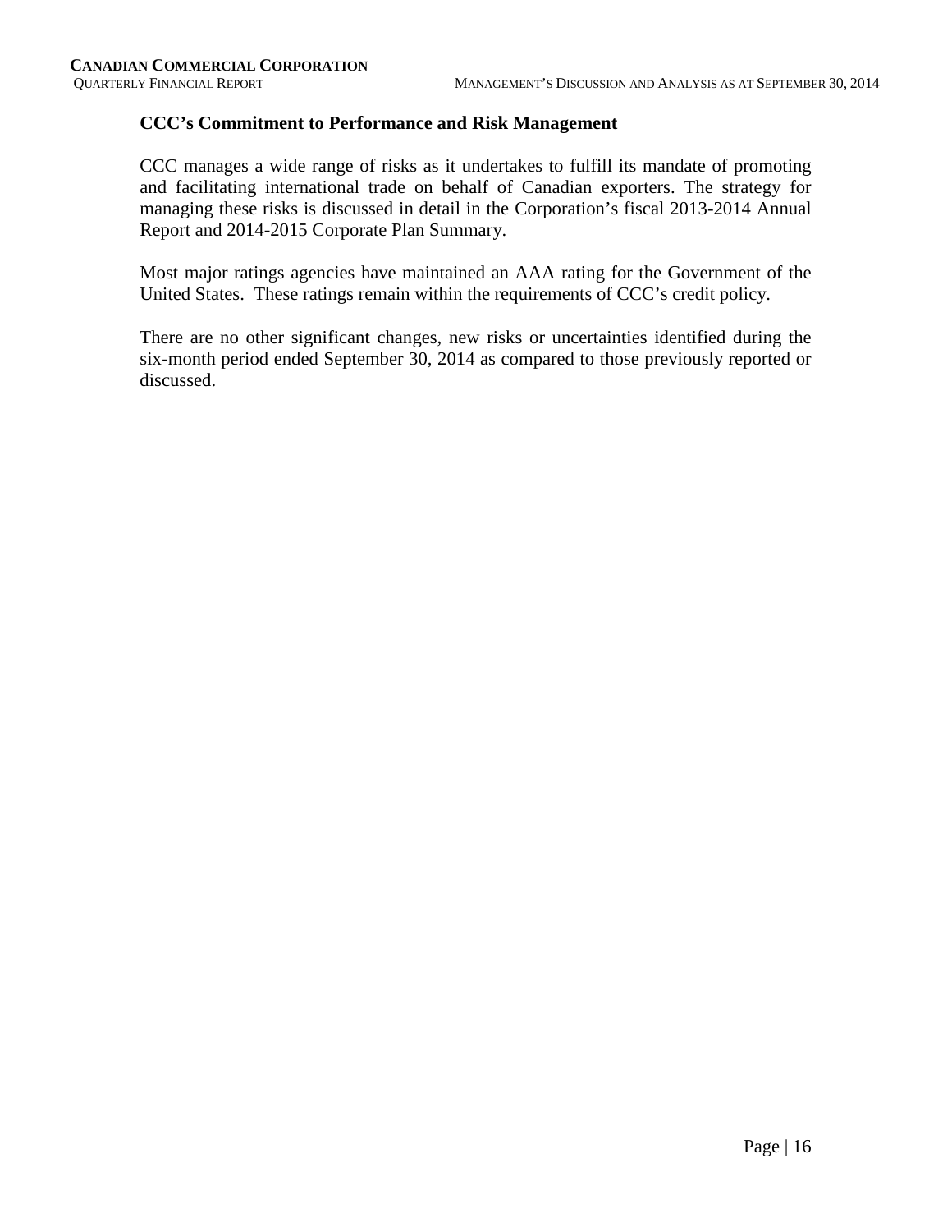### CCC's Commitment to Performance and Risk Management

CCC manages a wide range of risks as it undertakes to fulfill its mandate of promoting and facilitating international trade on behalf of Canadian exporters. The strategy for managing these risks is discussed in detail in the Corporation's fiscal 2013-2014 Annual Report and 2014-2015 Corporate Plan Summary.

Most major ratings agencies have maintained an AAA rating for the Government of the United States. These ratings remain within the requirements of CCC's credit policy.

There are no other significant changes, new risks or uncertainties identified during the six-month period ended September 30, 2014 as compared to those previously reported or discussed.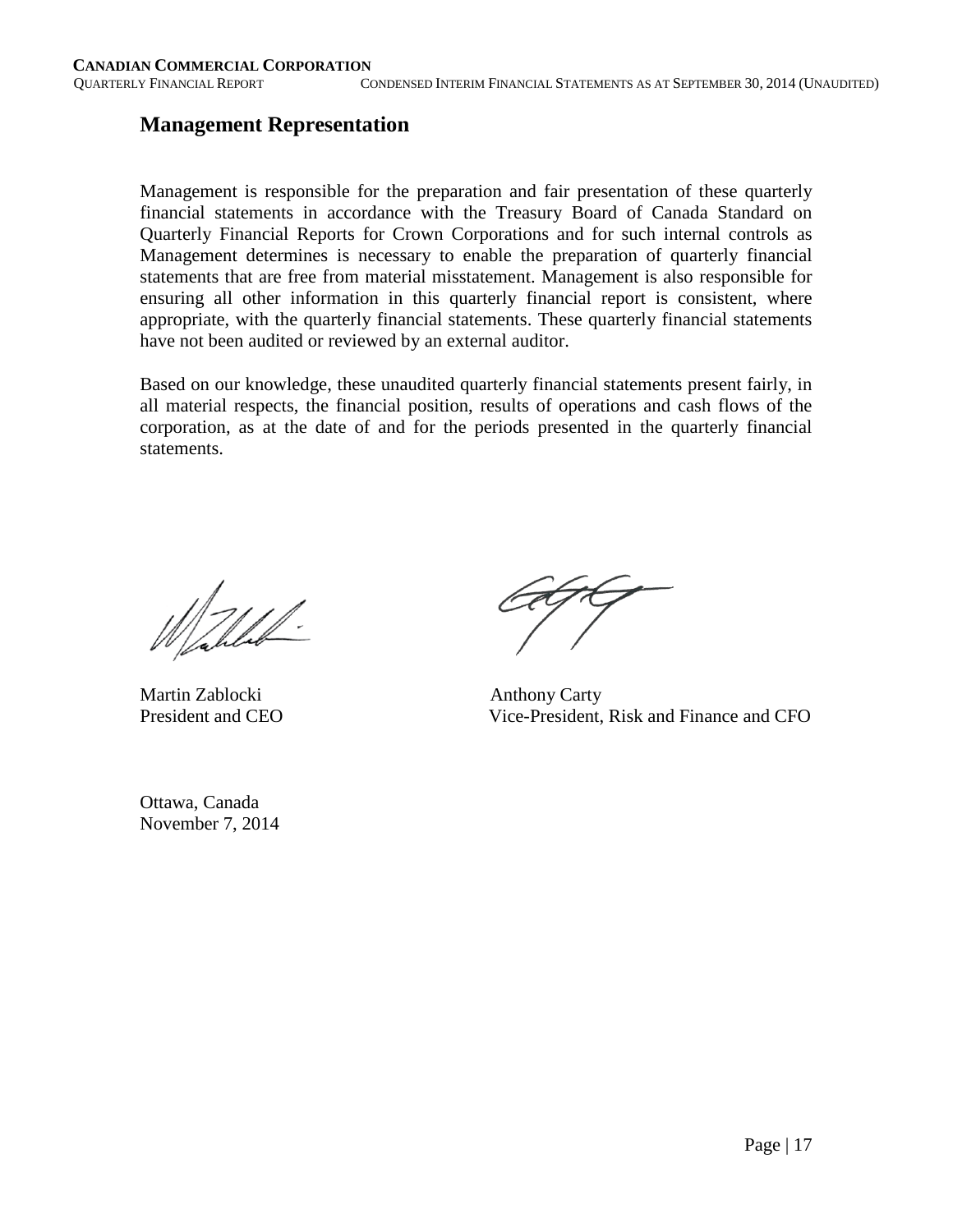## Management Representation

Management is responsible for the preparation and fair presentation of these quarterly financial statements in accordance with the Treasury Board of Canada Standard on Quarterly Financial Reports for Crown Corporations and for such internal controls as Management determines is necessary to enable the preparation of quarterly financial statements that are free from material misstatement. Management is also responsible for ensuring all other information in this quarterly financial report is consistent, where appropriate, with the quarterly financial statements. These quarterly financial statements have not been audited or reviewed by an external auditor.

Based on our knowledge, these unaudited quarterly financial statements present fairly, in all material respects, the financial position, results of operations and cash flows of the corporation, as at the date of and for the periods presented in the quarterly financial statements.

Martin Zablocki
President and CEO

Anthony Carty
Vice-President, Risk and Finance and CFO

Ottawa, Canada
November 7, 2014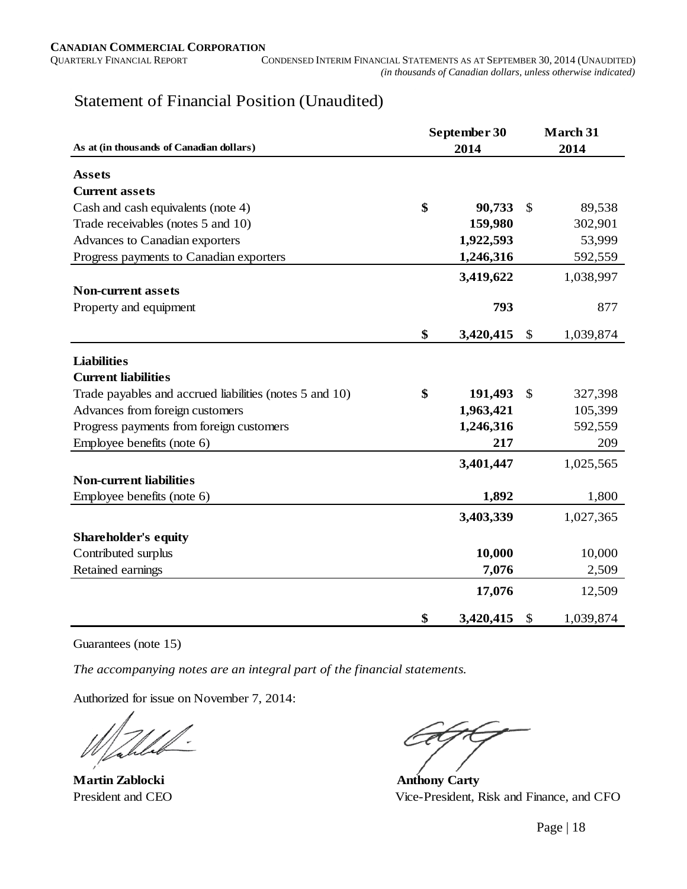# Statement of Financial Position (Unaudited)

| As at (in thousands of Canadian dollars) | September 30 2014 | March 31 2014 |
|---|---|---|
| **Assets** | | |
| **Current assets** | | |
| Cash and cash equivalents (note 4) | **$ 90,733** | $ 89,538 |
| Trade receivables (notes 5 and 10) | **159,980** | 302,901 |
| Advances to Canadian exporters | **1,922,593** | 53,999 |
| Progress payments to Canadian exporters | **1,246,316** | 592,559 |
| | **3,419,622** | 1,038,997 |
| **Non-current assets** | | |
| Property and equipment | **793** | 877 |
| | **$ 3,420,415** | $ 1,039,874 |
| **Liabilities** | | |
| **Current liabilities** | | |
| Trade payables and accrued liabilities (notes 5 and 10) | **$ 191,493** | $ 327,398 |
| Advances from foreign customers | **1,963,421** | 105,399 |
| Progress payments from foreign customers | **1,246,316** | 592,559 |
| Employee benefits (note 6) | **217** | 209 |
| | **3,401,447** | 1,025,565 |
| **Non-current liabilities** | | |
| Employee benefits (note 6) | **1,892** | 1,800 |
| | **3,403,339** | 1,027,365 |
| **Shareholder's equity** | | |
| Contributed surplus | **10,000** | 10,000 |
| Retained earnings | **7,076** | 2,509 |
| | **17,076** | 12,509 |
| | **$ 3,420,415** | $ 1,039,874 |

Guarantees (note 15)

*The accompanying notes are an integral part of the financial statements.*

Authorized for issue on November 7, 2014:

**Martin Zablocki**
President and CEO

**Anthony Carty**
Vice-President, Risk and Finance, and CFO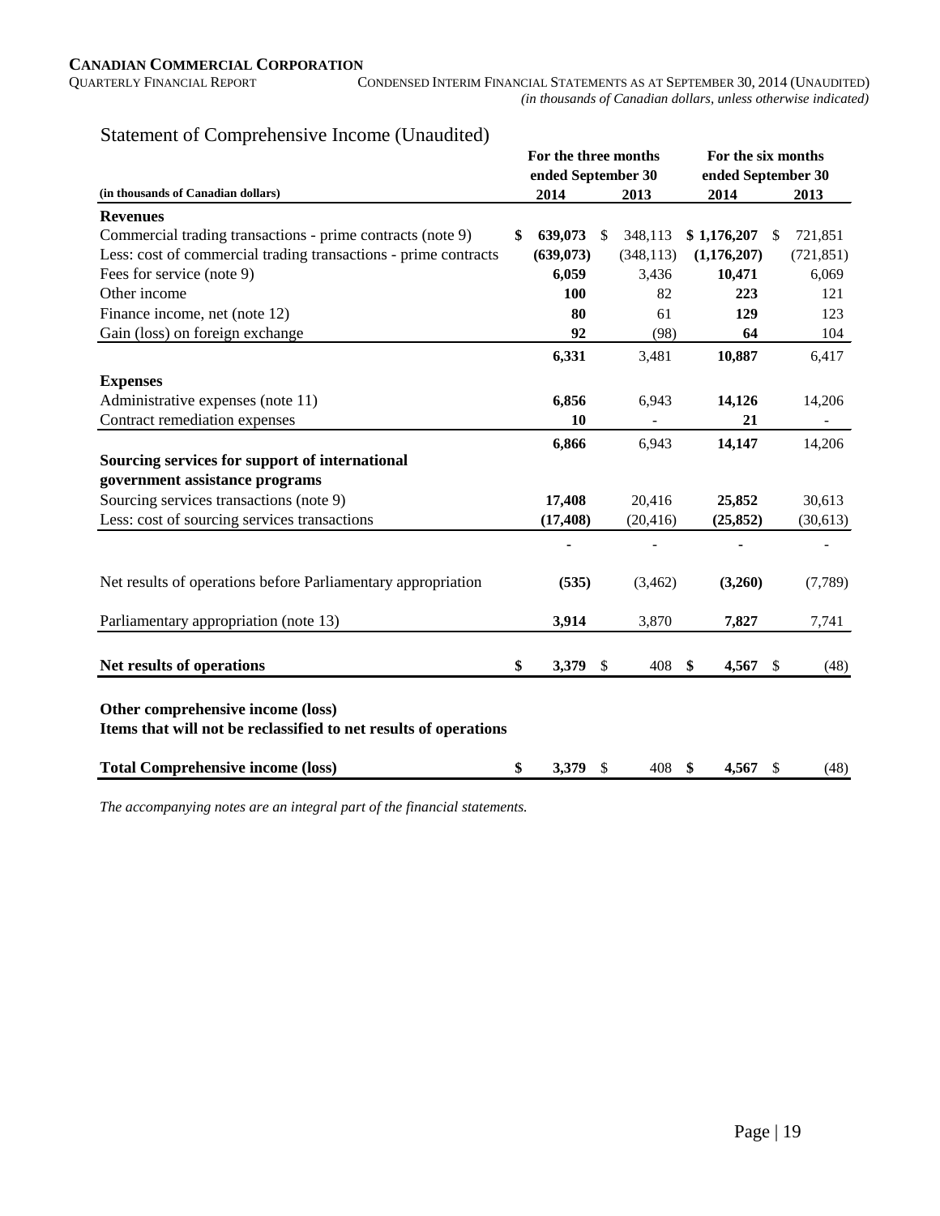# Statement of Comprehensive Income (Unaudited)

| (in thousands of Canadian dollars) | For the three months ended September 30 2014 | 2013 | For the six months ended September 30 2014 | 2013 |
|---|---|---|---|---|
| **Revenues** | | | | |
| Commercial trading transactions - prime contracts (note 9) | **$ 639,073** | $ 348,113 | **$ 1,176,207** | $ 721,851 |
| Less: cost of commercial trading transactions - prime contracts | **(639,073)** | (348,113) | **(1,176,207)** | (721,851) |
| Fees for service (note 9) | **6,059** | 3,436 | **10,471** | 6,069 |
| Other income | **100** | 82 | **223** | 121 |
| Finance income, net (note 12) | **80** | 61 | **129** | 123 |
| Gain (loss) on foreign exchange | **92** | (98) | **64** | 104 |
| | **6,331** | 3,481 | **10,887** | 6,417 |
| **Expenses** | | | | |
| Administrative expenses (note 11) | **6,856** | 6,943 | **14,126** | 14,206 |
| Contract remediation expenses | **10** | - | **21** | - |
| | **6,866** | 6,943 | **14,147** | 14,206 |
| **Sourcing services for support of international government assistance programs** | | | | |
| Sourcing services transactions (note 9) | **17,408** | 20,416 | **25,852** | 30,613 |
| Less: cost of sourcing services transactions | **(17,408)** | (20,416) | **(25,852)** | (30,613) |
| | **-** | - | **-** | - |
| Net results of operations before Parliamentary appropriation | **(535)** | (3,462) | **(3,260)** | (7,789) |
| Parliamentary appropriation (note 13) | **3,914** | 3,870 | **7,827** | 7,741 |
| **Net results of operations** | **$ 3,379** | $ 408 | **$ 4,567** | $ (48) |
| **Other comprehensive income (loss)** | | | | |
| **Items that will not be reclassified to net results of operations** | | | | |
| **Total Comprehensive income (loss)** | **$ 3,379** | $ 408 | **$ 4,567** | $ (48) |

*The accompanying notes are an integral part of the financial statements.*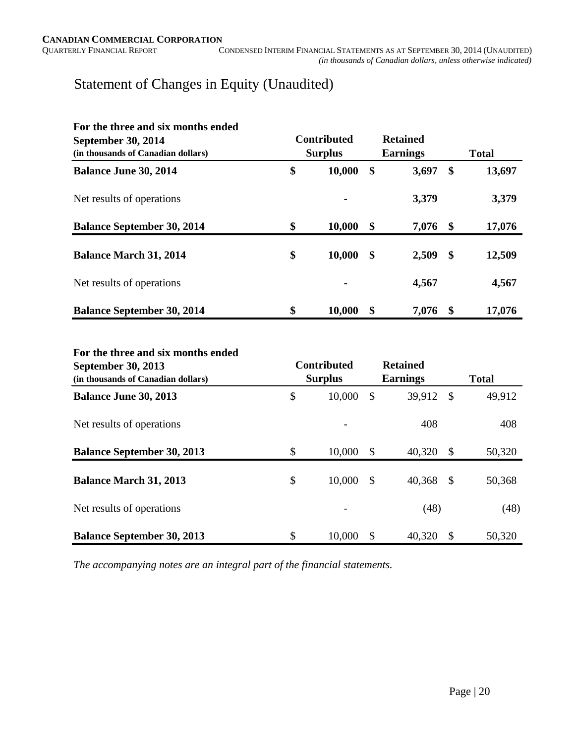# Statement of Changes in Equity (Unaudited)

| For the three and six months ended September 30, 2014 (in thousands of Canadian dollars) | Contributed Surplus | Retained Earnings | Total |
|---|---|---|---|
| **Balance June 30, 2014** | **$ 10,000** | **$ 3,697** | **$ 13,697** |
| Net results of operations | **-** | **3,379** | **3,379** |
| **Balance September 30, 2014** | **$ 10,000** | **$ 7,076** | **$ 17,076** |
| **Balance March 31, 2014** | **$ 10,000** | **$ 2,509** | **$ 12,509** |
| Net results of operations | **-** | **4,567** | **4,567** |
| **Balance September 30, 2014** | **$ 10,000** | **$ 7,076** | **$ 17,076** |

| For the three and six months ended September 30, 2013 (in thousands of Canadian dollars) | Contributed Surplus | Retained Earnings | Total |
|---|---|---|---|
| **Balance June 30, 2013** | $ 10,000 | $ 39,912 | $ 49,912 |
| Net results of operations | - | 408 | 408 |
| **Balance September 30, 2013** | $ 10,000 | $ 40,320 | $ 50,320 |
| **Balance March 31, 2013** | $ 10,000 | $ 40,368 | $ 50,368 |
| Net results of operations | - | (48) | (48) |
| **Balance September 30, 2013** | $ 10,000 | $ 40,320 | $ 50,320 |

*The accompanying notes are an integral part of the financial statements.*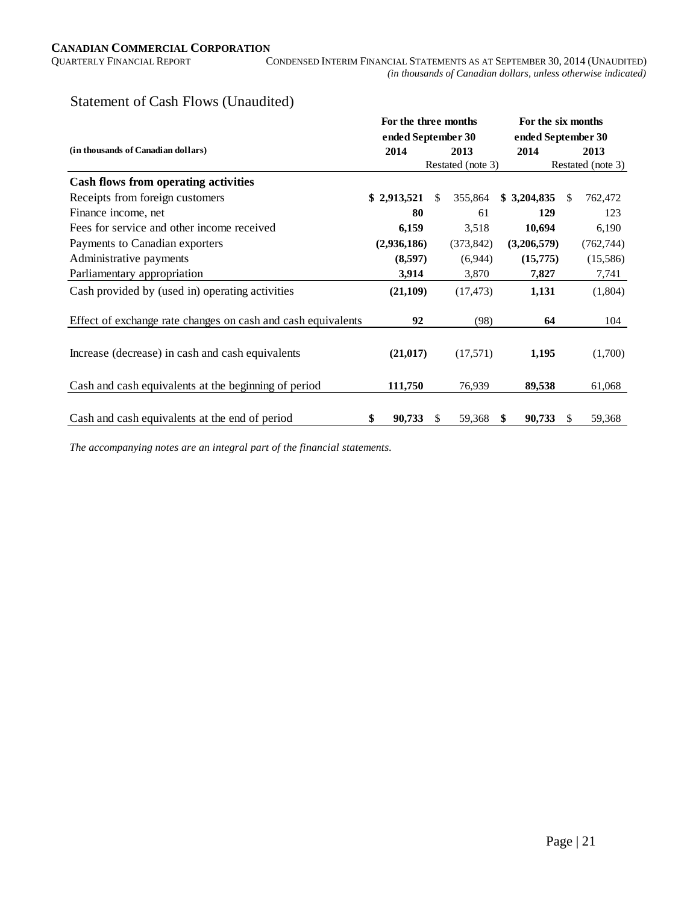## Statement of Cash Flows (Unaudited)

| (in thousands of Canadian dollars) | For the three months ended September 30 | | For the six months ended September 30 | |
|---|---|---|---|---|
| | **2014** | **2013** | **2014** | **2013** |
| | | Restated (note 3) | | Restated (note 3) |
| **Cash flows from operating activities** | | | | |
| Receipts from foreign customers | **$ 2,913,521** | $ 355,864 | **$ 3,204,835** | $ 762,472 |
| Finance income, net | **80** | 61 | **129** | 123 |
| Fees for service and other income received | **6,159** | 3,518 | **10,694** | 6,190 |
| Payments to Canadian exporters | **(2,936,186)** | (373,842) | **(3,206,579)** | (762,744) |
| Administrative payments | **(8,597)** | (6,944) | **(15,775)** | (15,586) |
| Parliamentary appropriation | **3,914** | 3,870 | **7,827** | 7,741 |
| Cash provided by (used in) operating activities | **(21,109)** | (17,473) | **1,131** | (1,804) |
| Effect of exchange rate changes on cash and cash equivalents | **92** | (98) | **64** | 104 |
| Increase (decrease) in cash and cash equivalents | **(21,017)** | (17,571) | **1,195** | (1,700) |
| Cash and cash equivalents at the beginning of period | **111,750** | 76,939 | **89,538** | 61,068 |
| Cash and cash equivalents at the end of period | **$ 90,733** | $ 59,368 | **$ 90,733** | $ 59,368 |

*The accompanying notes are an integral part of the financial statements.*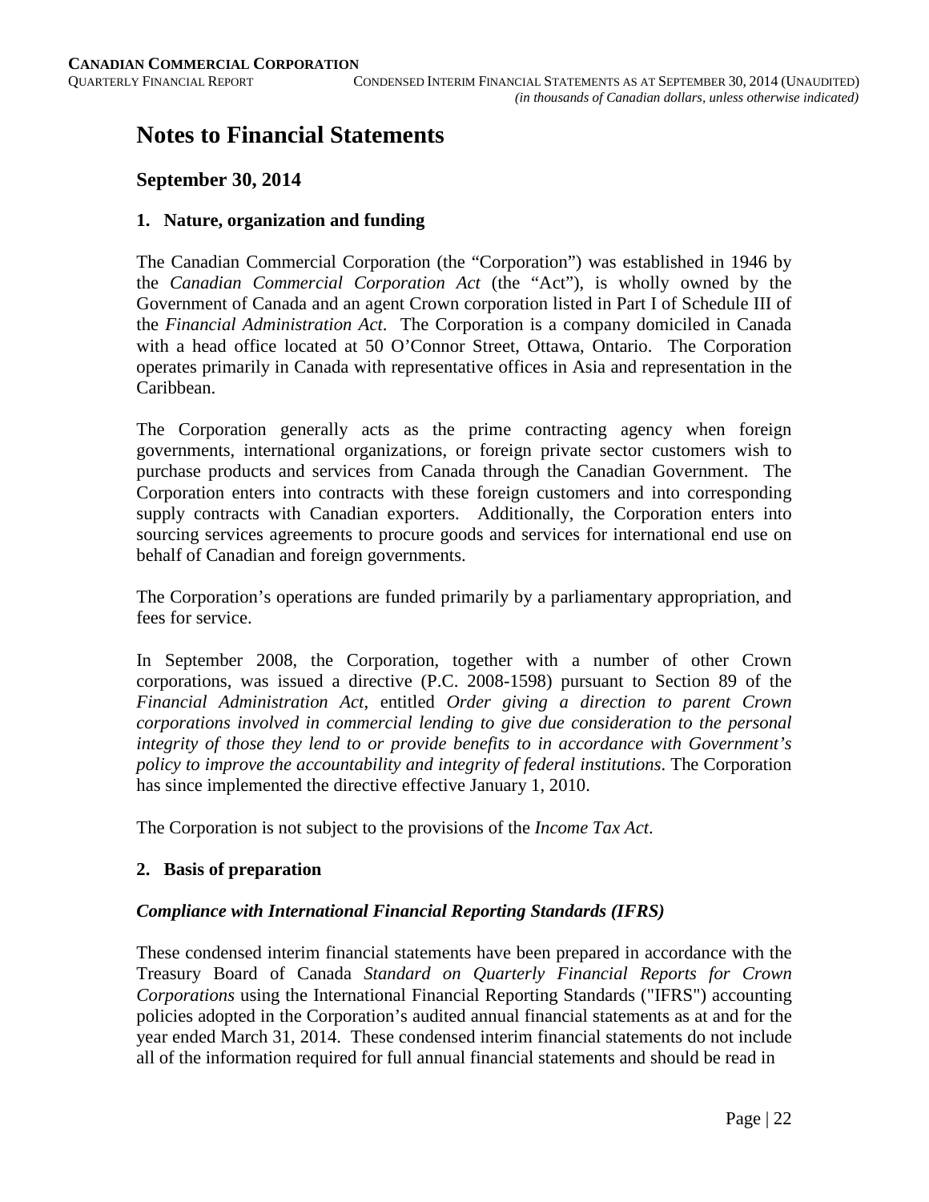# Notes to Financial Statements

## September 30, 2014

### 1. Nature, organization and funding

The Canadian Commercial Corporation (the "Corporation") was established in 1946 by the *Canadian Commercial Corporation Act* (the "Act"), is wholly owned by the Government of Canada and an agent Crown corporation listed in Part I of Schedule III of the *Financial Administration Act*. The Corporation is a company domiciled in Canada with a head office located at 50 O'Connor Street, Ottawa, Ontario. The Corporation operates primarily in Canada with representative offices in Asia and representation in the Caribbean.

The Corporation generally acts as the prime contracting agency when foreign governments, international organizations, or foreign private sector customers wish to purchase products and services from Canada through the Canadian Government. The Corporation enters into contracts with these foreign customers and into corresponding supply contracts with Canadian exporters. Additionally, the Corporation enters into sourcing services agreements to procure goods and services for international end use on behalf of Canadian and foreign governments.

The Corporation's operations are funded primarily by a parliamentary appropriation, and fees for service.

In September 2008, the Corporation, together with a number of other Crown corporations, was issued a directive (P.C. 2008-1598) pursuant to Section 89 of the *Financial Administration Act*, entitled *Order giving a direction to parent Crown corporations involved in commercial lending to give due consideration to the personal integrity of those they lend to or provide benefits to in accordance with Government's policy to improve the accountability and integrity of federal institutions*. The Corporation has since implemented the directive effective January 1, 2010.

The Corporation is not subject to the provisions of the *Income Tax Act*.

### 2. Basis of preparation

***Compliance with International Financial Reporting Standards (IFRS)***

These condensed interim financial statements have been prepared in accordance with the Treasury Board of Canada *Standard on Quarterly Financial Reports for Crown Corporations* using the International Financial Reporting Standards ("IFRS") accounting policies adopted in the Corporation's audited annual financial statements as at and for the year ended March 31, 2014. These condensed interim financial statements do not include all of the information required for full annual financial statements and should be read in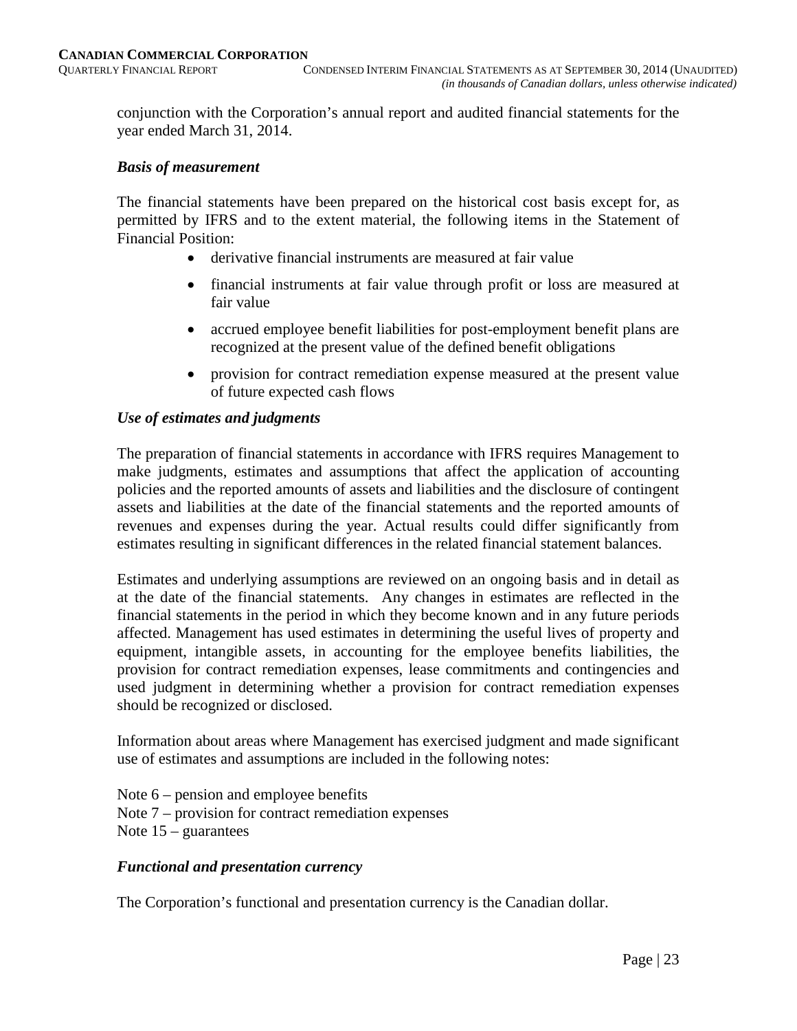conjunction with the Corporation's annual report and audited financial statements for the year ended March 31, 2014.

### *Basis of measurement*

The financial statements have been prepared on the historical cost basis except for, as permitted by IFRS and to the extent material, the following items in the Statement of Financial Position:

- derivative financial instruments are measured at fair value
- financial instruments at fair value through profit or loss are measured at fair value
- accrued employee benefit liabilities for post-employment benefit plans are recognized at the present value of the defined benefit obligations
- provision for contract remediation expense measured at the present value of future expected cash flows

### *Use of estimates and judgments*

The preparation of financial statements in accordance with IFRS requires Management to make judgments, estimates and assumptions that affect the application of accounting policies and the reported amounts of assets and liabilities and the disclosure of contingent assets and liabilities at the date of the financial statements and the reported amounts of revenues and expenses during the year. Actual results could differ significantly from estimates resulting in significant differences in the related financial statement balances.

Estimates and underlying assumptions are reviewed on an ongoing basis and in detail as at the date of the financial statements. Any changes in estimates are reflected in the financial statements in the period in which they become known and in any future periods affected. Management has used estimates in determining the useful lives of property and equipment, intangible assets, in accounting for the employee benefits liabilities, the provision for contract remediation expenses, lease commitments and contingencies and used judgment in determining whether a provision for contract remediation expenses should be recognized or disclosed.

Information about areas where Management has exercised judgment and made significant use of estimates and assumptions are included in the following notes:

Note 6 – pension and employee benefits
Note 7 – provision for contract remediation expenses
Note 15 – guarantees

### *Functional and presentation currency*

The Corporation's functional and presentation currency is the Canadian dollar.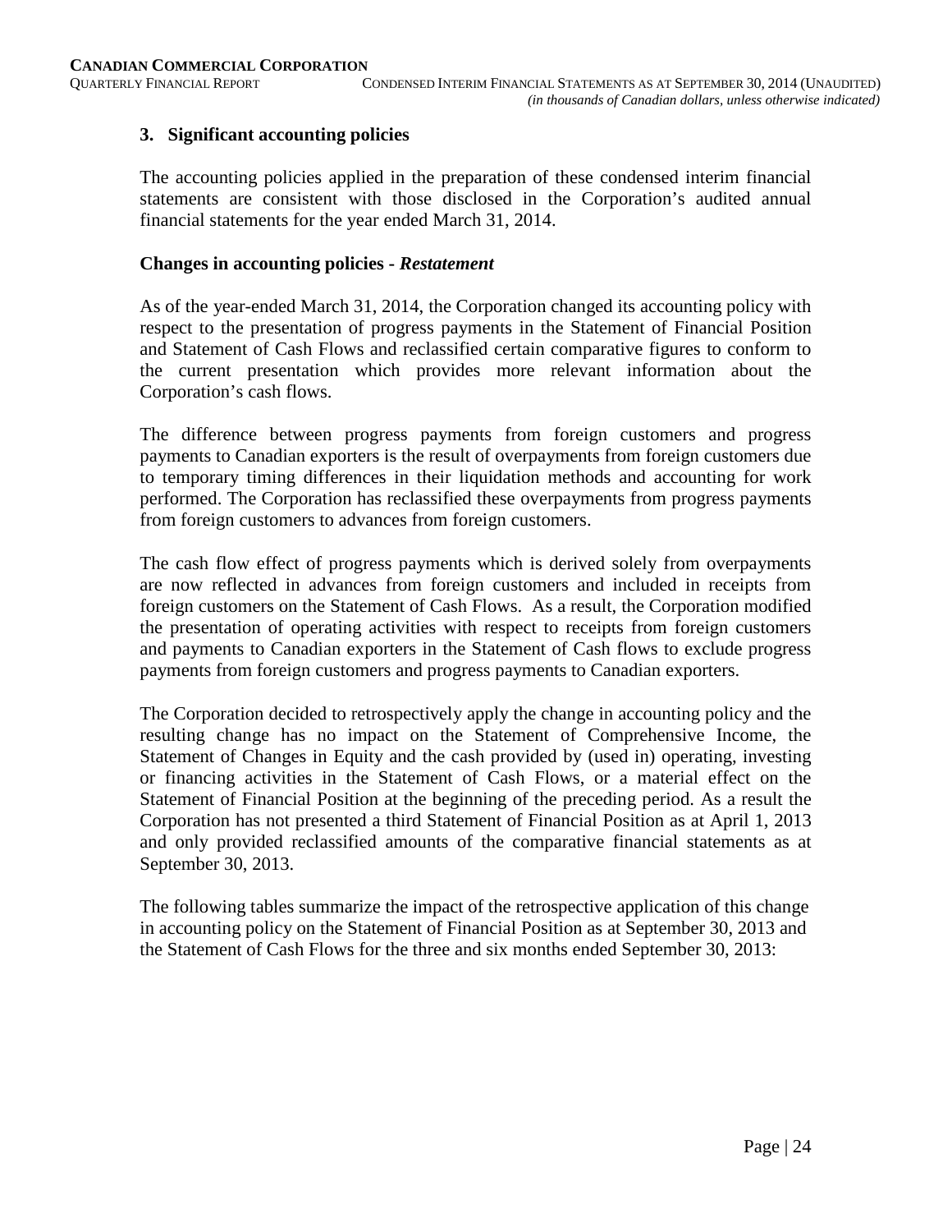## 3. Significant accounting policies

The accounting policies applied in the preparation of these condensed interim financial statements are consistent with those disclosed in the Corporation's audited annual financial statements for the year ended March 31, 2014.

### Changes in accounting policies - *Restatement*

As of the year-ended March 31, 2014, the Corporation changed its accounting policy with respect to the presentation of progress payments in the Statement of Financial Position and Statement of Cash Flows and reclassified certain comparative figures to conform to the current presentation which provides more relevant information about the Corporation's cash flows.

The difference between progress payments from foreign customers and progress payments to Canadian exporters is the result of overpayments from foreign customers due to temporary timing differences in their liquidation methods and accounting for work performed. The Corporation has reclassified these overpayments from progress payments from foreign customers to advances from foreign customers.

The cash flow effect of progress payments which is derived solely from overpayments are now reflected in advances from foreign customers and included in receipts from foreign customers on the Statement of Cash Flows. As a result, the Corporation modified the presentation of operating activities with respect to receipts from foreign customers and payments to Canadian exporters in the Statement of Cash flows to exclude progress payments from foreign customers and progress payments to Canadian exporters.

The Corporation decided to retrospectively apply the change in accounting policy and the resulting change has no impact on the Statement of Comprehensive Income, the Statement of Changes in Equity and the cash provided by (used in) operating, investing or financing activities in the Statement of Cash Flows, or a material effect on the Statement of Financial Position at the beginning of the preceding period. As a result the Corporation has not presented a third Statement of Financial Position as at April 1, 2013 and only provided reclassified amounts of the comparative financial statements as at September 30, 2013.

The following tables summarize the impact of the retrospective application of this change in accounting policy on the Statement of Financial Position as at September 30, 2013 and the Statement of Cash Flows for the three and six months ended September 30, 2013: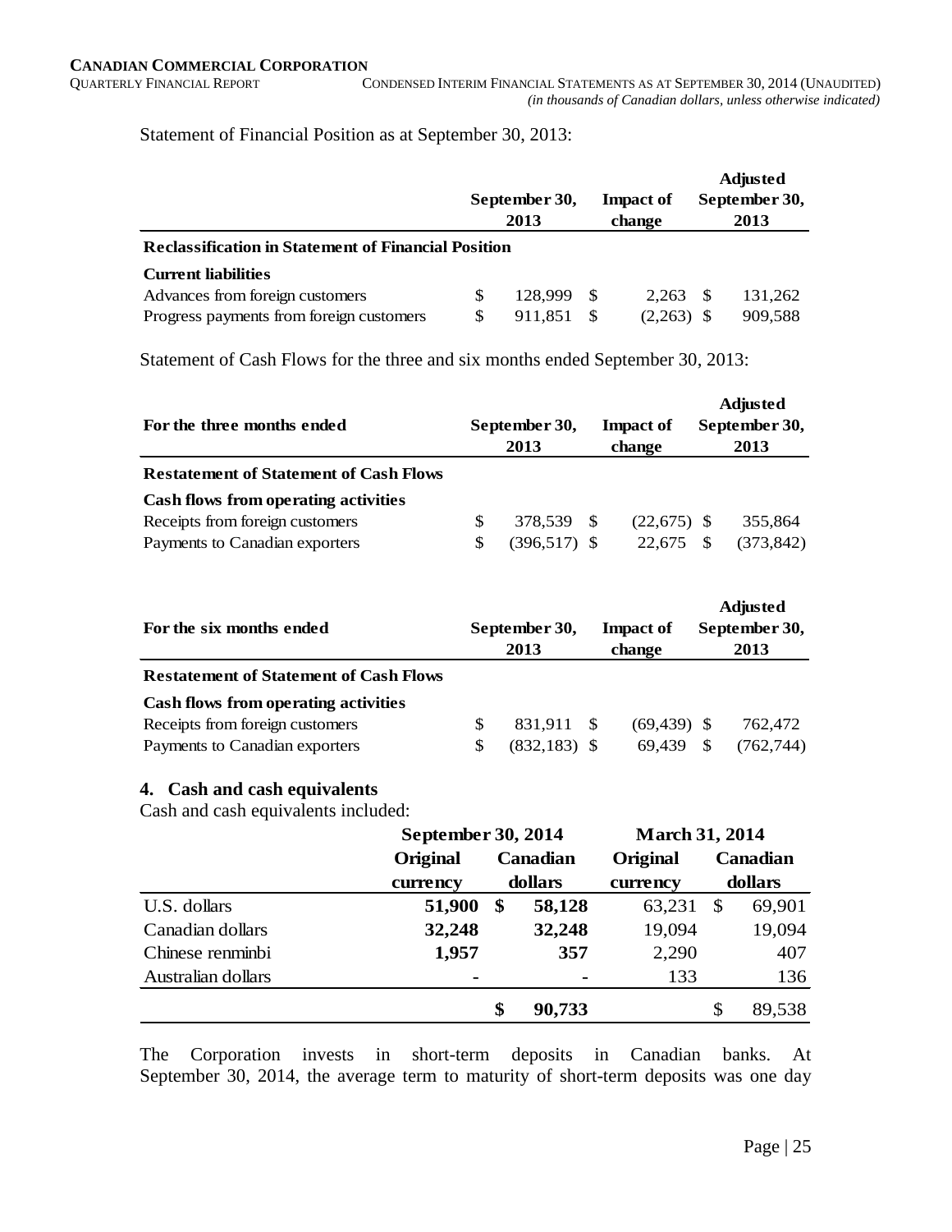Statement of Financial Position as at September 30, 2013:

| | September 30, 2013 | Impact of change | Adjusted September 30, 2013 |
|---|---|---|---|
| **Reclassification in Statement of Financial Position** | | | |
| **Current liabilities** | | | |
| Advances from foreign customers | $ 128,999 | $ 2,263 | $ 131,262 |
| Progress payments from foreign customers | $ 911,851 | $ (2,263) | $ 909,588 |

Statement of Cash Flows for the three and six months ended September 30, 2013:

| For the three months ended | September 30, 2013 | Impact of change | Adjusted September 30, 2013 |
|---|---|---|---|
| **Restatement of Statement of Cash Flows** | | | |
| **Cash flows from operating activities** | | | |
| Receipts from foreign customers | $ 378,539 | $ (22,675) | $ 355,864 |
| Payments to Canadian exporters | $ (396,517) | $ 22,675 | $ (373,842) |

| For the six months ended | September 30, 2013 | Impact of change | Adjusted September 30, 2013 |
|---|---|---|---|
| **Restatement of Statement of Cash Flows** | | | |
| **Cash flows from operating activities** | | | |
| Receipts from foreign customers | $ 831,911 | $ (69,439) | $ 762,472 |
| Payments to Canadian exporters | $ (832,183) | $ 69,439 | $ (762,744) |

### 4. Cash and cash equivalents

Cash and cash equivalents included:

| | September 30, 2014 | | March 31, 2014 | |
|---|---|---|---|---|
| | Original currency | Canadian dollars | Original currency | Canadian dollars |
| U.S. dollars | **51,900** | **$ 58,128** | 63,231 | $ 69,901 |
| Canadian dollars | **32,248** | **32,248** | 19,094 | 19,094 |
| Chinese renminbi | **1,957** | **357** | 2,290 | 407 |
| Australian dollars | **-** | **-** | 133 | 136 |
| | | **$ 90,733** | | $ 89,538 |

The Corporation invests in short-term deposits in Canadian banks. At September 30, 2014, the average term to maturity of short-term deposits was one day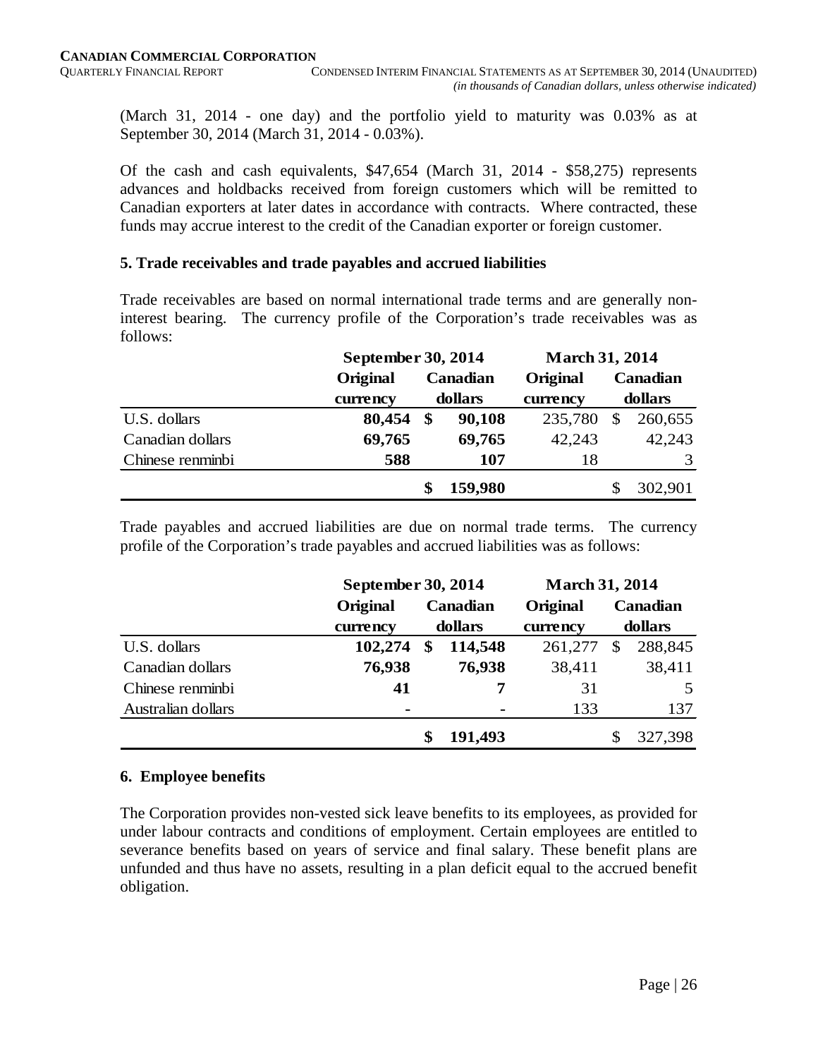(March 31, 2014 - one day) and the portfolio yield to maturity was 0.03% as at September 30, 2014 (March 31, 2014 - 0.03%).

Of the cash and cash equivalents, $47,654 (March 31, 2014 - $58,275) represents advances and holdbacks received from foreign customers which will be remitted to Canadian exporters at later dates in accordance with contracts. Where contracted, these funds may accrue interest to the credit of the Canadian exporter or foreign customer.

### 5. Trade receivables and trade payables and accrued liabilities

Trade receivables are based on normal international trade terms and are generally non-interest bearing. The currency profile of the Corporation's trade receivables was as follows:

| | September 30, 2014 | | March 31, 2014 | |
|---|---|---|---|---|
| | Original currency | Canadian dollars | Original currency | Canadian dollars |
| U.S. dollars | **80,454** | **$ 90,108** | 235,780 | $ 260,655 |
| Canadian dollars | **69,765** | **69,765** | 42,243 | 42,243 |
| Chinese renminbi | **588** | **107** | 18 | 3 |
| | | **$ 159,980** | | $ 302,901 |

Trade payables and accrued liabilities are due on normal trade terms. The currency profile of the Corporation's trade payables and accrued liabilities was as follows:

| | September 30, 2014 | | March 31, 2014 | |
|---|---|---|---|---|
| | Original currency | Canadian dollars | Original currency | Canadian dollars |
| U.S. dollars | **102,274** | **$ 114,548** | 261,277 | $ 288,845 |
| Canadian dollars | **76,938** | **76,938** | 38,411 | 38,411 |
| Chinese renminbi | **41** | **7** | 31 | 5 |
| Australian dollars | **-** | **-** | 133 | 137 |
| | | **$ 191,493** | | $ 327,398 |

### 6. Employee benefits

The Corporation provides non-vested sick leave benefits to its employees, as provided for under labour contracts and conditions of employment. Certain employees are entitled to severance benefits based on years of service and final salary. These benefit plans are unfunded and thus have no assets, resulting in a plan deficit equal to the accrued benefit obligation.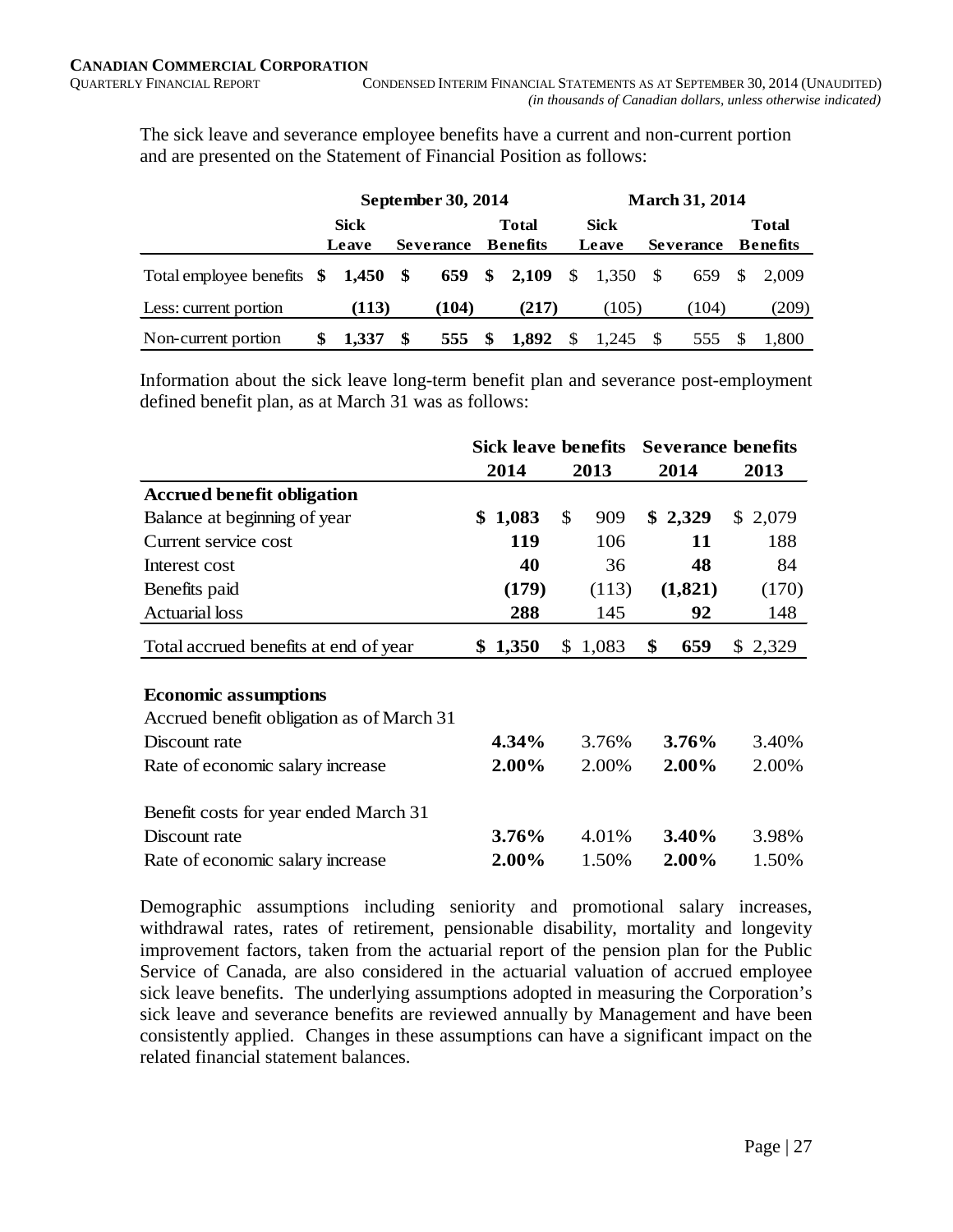The sick leave and severance employee benefits have a current and non-current portion and are presented on the Statement of Financial Position as follows:

| | September 30, 2014 | | | March 31, 2014 | | |
|---|---|---|---|---|---|---|
| | **Sick Leave** | **Severance** | **Total Benefits** | **Sick Leave** | **Severance** | **Total Benefits** |
| Total employee benefits | **$ 1,450** | **$ 659** | **$ 2,109** | $ 1,350 | $ 659 | $ 2,009 |
| Less: current portion | **(113)** | **(104)** | **(217)** | (105) | (104) | (209) |
| Non-current portion | **$ 1,337** | **$ 555** | **$ 1,892** | $ 1,245 | $ 555 | $ 1,800 |

Information about the sick leave long-term benefit plan and severance post-employment defined benefit plan, as at March 31 was as follows:

| | Sick leave benefits | | Severance benefits | |
|---|---|---|---|---|
| | **2014** | **2013** | **2014** | **2013** |
| **Accrued benefit obligation** | | | | |
| Balance at beginning of year | **$ 1,083** | $ 909 | **$ 2,329** | $ 2,079 |
| Current service cost | **119** | 106 | **11** | 188 |
| Interest cost | **40** | 36 | **48** | 84 |
| Benefits paid | **(179)** | (113) | **(1,821)** | (170) |
| Actuarial loss | **288** | 145 | **92** | 148 |
| Total accrued benefits at end of year | **$ 1,350** | $ 1,083 | **$ 659** | $ 2,329 |
| | | | | |
| **Economic assumptions** | | | | |
| Accrued benefit obligation as of March 31 | | | | |
| Discount rate | **4.34%** | 3.76% | **3.76%** | 3.40% |
| Rate of economic salary increase | **2.00%** | 2.00% | **2.00%** | 2.00% |
| | | | | |
| Benefit costs for year ended March 31 | | | | |
| Discount rate | **3.76%** | 4.01% | **3.40%** | 3.98% |
| Rate of economic salary increase | **2.00%** | 1.50% | **2.00%** | 1.50% |

Demographic assumptions including seniority and promotional salary increases, withdrawal rates, rates of retirement, pensionable disability, mortality and longevity improvement factors, taken from the actuarial report of the pension plan for the Public Service of Canada, are also considered in the actuarial valuation of accrued employee sick leave benefits. The underlying assumptions adopted in measuring the Corporation's sick leave and severance benefits are reviewed annually by Management and have been consistently applied. Changes in these assumptions can have a significant impact on the related financial statement balances.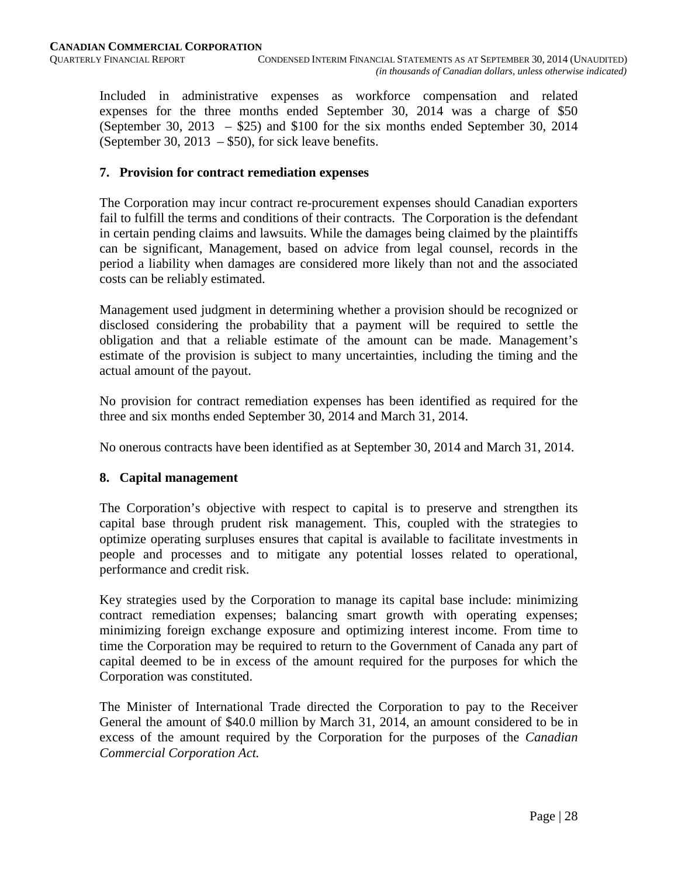Included in administrative expenses as workforce compensation and related expenses for the three months ended September 30, 2014 was a charge of $50 (September 30, 2013 – $25) and $100 for the six months ended September 30, 2014 (September 30, 2013 – $50), for sick leave benefits.

## 7. Provision for contract remediation expenses

The Corporation may incur contract re-procurement expenses should Canadian exporters fail to fulfill the terms and conditions of their contracts. The Corporation is the defendant in certain pending claims and lawsuits. While the damages being claimed by the plaintiffs can be significant, Management, based on advice from legal counsel, records in the period a liability when damages are considered more likely than not and the associated costs can be reliably estimated.

Management used judgment in determining whether a provision should be recognized or disclosed considering the probability that a payment will be required to settle the obligation and that a reliable estimate of the amount can be made. Management's estimate of the provision is subject to many uncertainties, including the timing and the actual amount of the payout.

No provision for contract remediation expenses has been identified as required for the three and six months ended September 30, 2014 and March 31, 2014.

No onerous contracts have been identified as at September 30, 2014 and March 31, 2014.

## 8. Capital management

The Corporation's objective with respect to capital is to preserve and strengthen its capital base through prudent risk management. This, coupled with the strategies to optimize operating surpluses ensures that capital is available to facilitate investments in people and processes and to mitigate any potential losses related to operational, performance and credit risk.

Key strategies used by the Corporation to manage its capital base include: minimizing contract remediation expenses; balancing smart growth with operating expenses; minimizing foreign exchange exposure and optimizing interest income. From time to time the Corporation may be required to return to the Government of Canada any part of capital deemed to be in excess of the amount required for the purposes for which the Corporation was constituted.

The Minister of International Trade directed the Corporation to pay to the Receiver General the amount of $40.0 million by March 31, 2014, an amount considered to be in excess of the amount required by the Corporation for the purposes of the *Canadian Commercial Corporation Act.*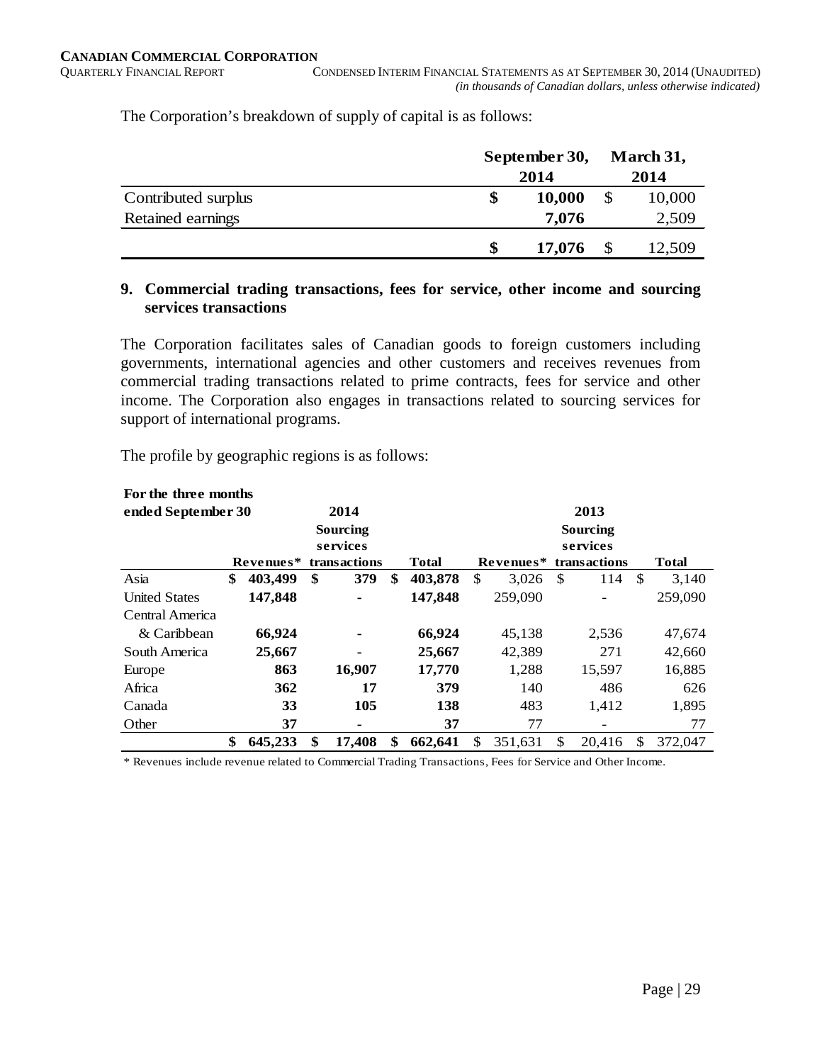The Corporation's breakdown of supply of capital is as follows:

| | September 30, 2014 | March 31, 2014 |
|---|---|---|
| Contributed surplus | **$ 10,000** | $ 10,000 |
| Retained earnings | **7,076** | 2,509 |
| | **$ 17,076** | $ 12,509 |

## 9. Commercial trading transactions, fees for service, other income and sourcing services transactions

The Corporation facilitates sales of Canadian goods to foreign customers including governments, international agencies and other customers and receives revenues from commercial trading transactions related to prime contracts, fees for service and other income. The Corporation also engages in transactions related to sourcing services for support of international programs.

The profile by geographic regions is as follows:

| For the three months ended September 30 | 2014 | | | 2013 | | |
|---|---|---|---|---|---|---|
| | Revenues* | Sourcing services transactions | Total | Revenues* | Sourcing services transactions | Total |
| Asia | **$ 403,499** | **$ 379** | **$ 403,878** | $ 3,026 | $ 114 | $ 3,140 |
| United States | **147,848** | **-** | **147,848** | 259,090 | - | 259,090 |
| Central America & Caribbean | **66,924** | **-** | **66,924** | 45,138 | 2,536 | 47,674 |
| South America | **25,667** | **-** | **25,667** | 42,389 | 271 | 42,660 |
| Europe | **863** | **16,907** | **17,770** | 1,288 | 15,597 | 16,885 |
| Africa | **362** | **17** | **379** | 140 | 486 | 626 |
| Canada | **33** | **105** | **138** | 483 | 1,412 | 1,895 |
| Other | **37** | **-** | **37** | 77 | - | 77 |
| | **$ 645,233** | **$ 17,408** | **$ 662,641** | $ 351,631 | $ 20,416 | $ 372,047 |

\* Revenues include revenue related to Commercial Trading Transactions, Fees for Service and Other Income.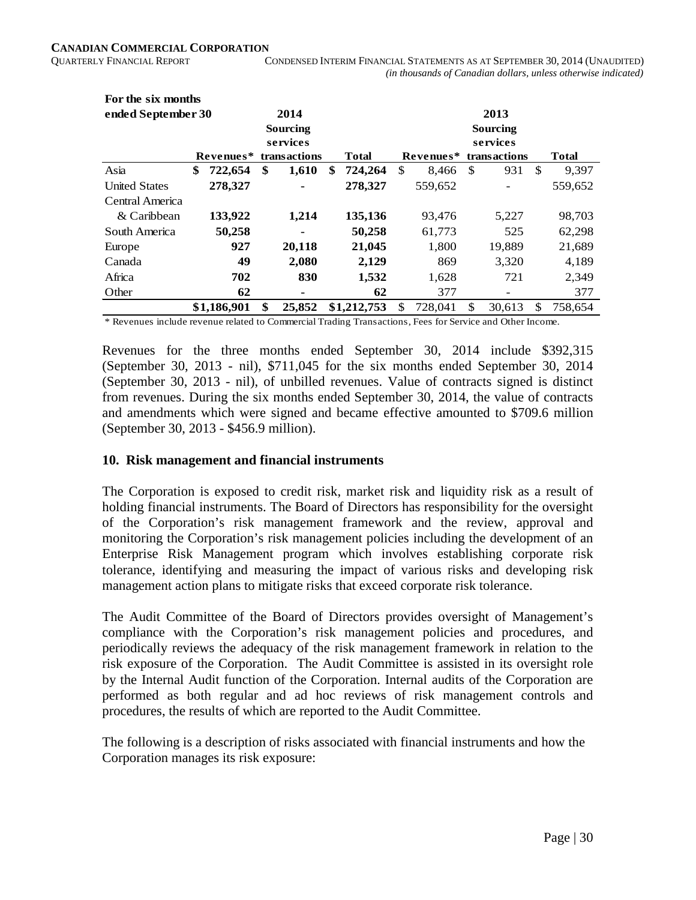| For the six months ended September 30 | 2014 | | | 2013 | | |
|---|---|---|---|---|---|---|
| | Revenues* | Sourcing services transactions | Total | Revenues* | Sourcing services transactions | Total |
| Asia | **$ 722,654** | **$ 1,610** | **$ 724,264** | $ 8,466 | $ 931 | $ 9,397 |
| United States | **278,327** | **-** | **278,327** | 559,652 | - | 559,652 |
| Central America & Caribbean | **133,922** | **1,214** | **135,136** | 93,476 | 5,227 | 98,703 |
| South America | **50,258** | **-** | **50,258** | 61,773 | 525 | 62,298 |
| Europe | **927** | **20,118** | **21,045** | 1,800 | 19,889 | 21,689 |
| Canada | **49** | **2,080** | **2,129** | 869 | 3,320 | 4,189 |
| Africa | **702** | **830** | **1,532** | 1,628 | 721 | 2,349 |
| Other | **62** | **-** | **62** | 377 | - | 377 |
| | **$1,186,901** | **$ 25,852** | **$1,212,753** | $ 728,041 | $ 30,613 | $ 758,654 |

\* Revenues include revenue related to Commercial Trading Transactions, Fees for Service and Other Income.

Revenues for the three months ended September 30, 2014 include $392,315 (September 30, 2013 - nil), $711,045 for the six months ended September 30, 2014 (September 30, 2013 - nil), of unbilled revenues. Value of contracts signed is distinct from revenues. During the six months ended September 30, 2014, the value of contracts and amendments which were signed and became effective amounted to $709.6 million (September 30, 2013 - $456.9 million).

## 10. Risk management and financial instruments

The Corporation is exposed to credit risk, market risk and liquidity risk as a result of holding financial instruments. The Board of Directors has responsibility for the oversight of the Corporation's risk management framework and the review, approval and monitoring the Corporation's risk management policies including the development of an Enterprise Risk Management program which involves establishing corporate risk tolerance, identifying and measuring the impact of various risks and developing risk management action plans to mitigate risks that exceed corporate risk tolerance.

The Audit Committee of the Board of Directors provides oversight of Management's compliance with the Corporation's risk management policies and procedures, and periodically reviews the adequacy of the risk management framework in relation to the risk exposure of the Corporation. The Audit Committee is assisted in its oversight role by the Internal Audit function of the Corporation. Internal audits of the Corporation are performed as both regular and ad hoc reviews of risk management controls and procedures, the results of which are reported to the Audit Committee.

The following is a description of risks associated with financial instruments and how the Corporation manages its risk exposure: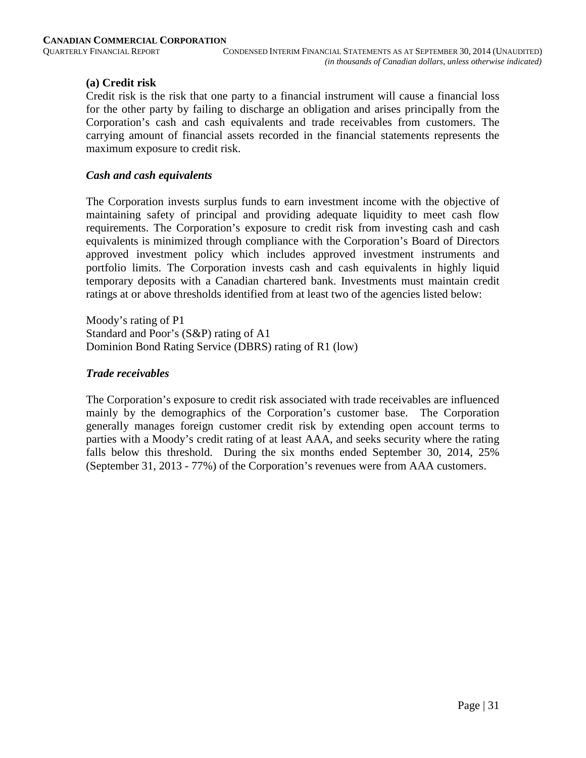**(a) Credit risk**

Credit risk is the risk that one party to a financial instrument will cause a financial loss for the other party by failing to discharge an obligation and arises principally from the Corporation's cash and cash equivalents and trade receivables from customers. The carrying amount of financial assets recorded in the financial statements represents the maximum exposure to credit risk.

***Cash and cash equivalents***

The Corporation invests surplus funds to earn investment income with the objective of maintaining safety of principal and providing adequate liquidity to meet cash flow requirements. The Corporation's exposure to credit risk from investing cash and cash equivalents is minimized through compliance with the Corporation's Board of Directors approved investment policy which includes approved investment instruments and portfolio limits. The Corporation invests cash and cash equivalents in highly liquid temporary deposits with a Canadian chartered bank. Investments must maintain credit ratings at or above thresholds identified from at least two of the agencies listed below:

Moody's rating of P1
Standard and Poor's (S&P) rating of A1
Dominion Bond Rating Service (DBRS) rating of R1 (low)

***Trade receivables***

The Corporation's exposure to credit risk associated with trade receivables are influenced mainly by the demographics of the Corporation's customer base. The Corporation generally manages foreign customer credit risk by extending open account terms to parties with a Moody's credit rating of at least AAA, and seeks security where the rating falls below this threshold. During the six months ended September 30, 2014, 25% (September 31, 2013 - 77%) of the Corporation's revenues were from AAA customers.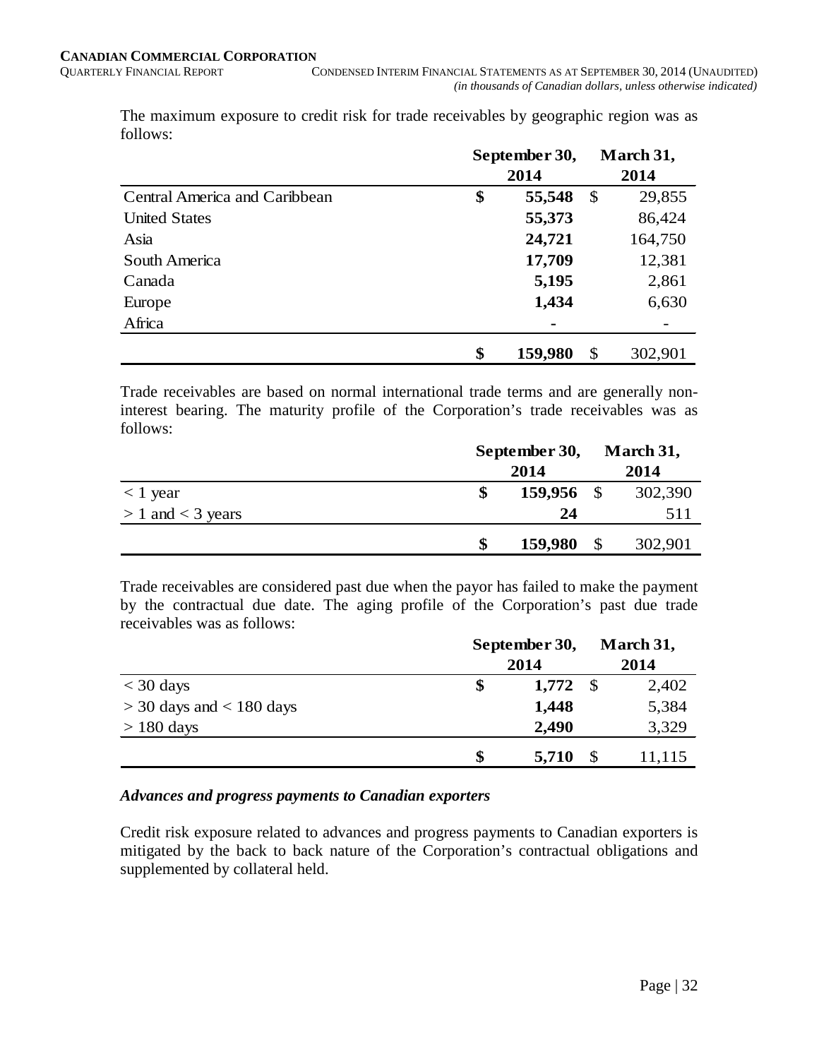The maximum exposure to credit risk for trade receivables by geographic region was as follows:

| | September 30, 2014 | March 31, 2014 |
|---|---|---|
| Central America and Caribbean | **$ 55,548** | $ 29,855 |
| United States | **55,373** | 86,424 |
| Asia | **24,721** | 164,750 |
| South America | **17,709** | 12,381 |
| Canada | **5,195** | 2,861 |
| Europe | **1,434** | 6,630 |
| Africa | **-** | - |
| | **$ 159,980** | $ 302,901 |

Trade receivables are based on normal international trade terms and are generally non-interest bearing. The maturity profile of the Corporation's trade receivables was as follows:

| | September 30, 2014 | March 31, 2014 |
|---|---|---|
| < 1 year | **$ 159,956** | $ 302,390 |
| > 1 and < 3 years | **24** | 511 |
| | **$ 159,980** | $ 302,901 |

Trade receivables are considered past due when the payor has failed to make the payment by the contractual due date. The aging profile of the Corporation's past due trade receivables was as follows:

| | September 30, 2014 | March 31, 2014 |
|---|---|---|
| < 30 days | **$ 1,772** | $ 2,402 |
| > 30 days and < 180 days | **1,448** | 5,384 |
| > 180 days | **2,490** | 3,329 |
| | **$ 5,710** | $ 11,115 |

***Advances and progress payments to Canadian exporters***

Credit risk exposure related to advances and progress payments to Canadian exporters is mitigated by the back to back nature of the Corporation's contractual obligations and supplemented by collateral held.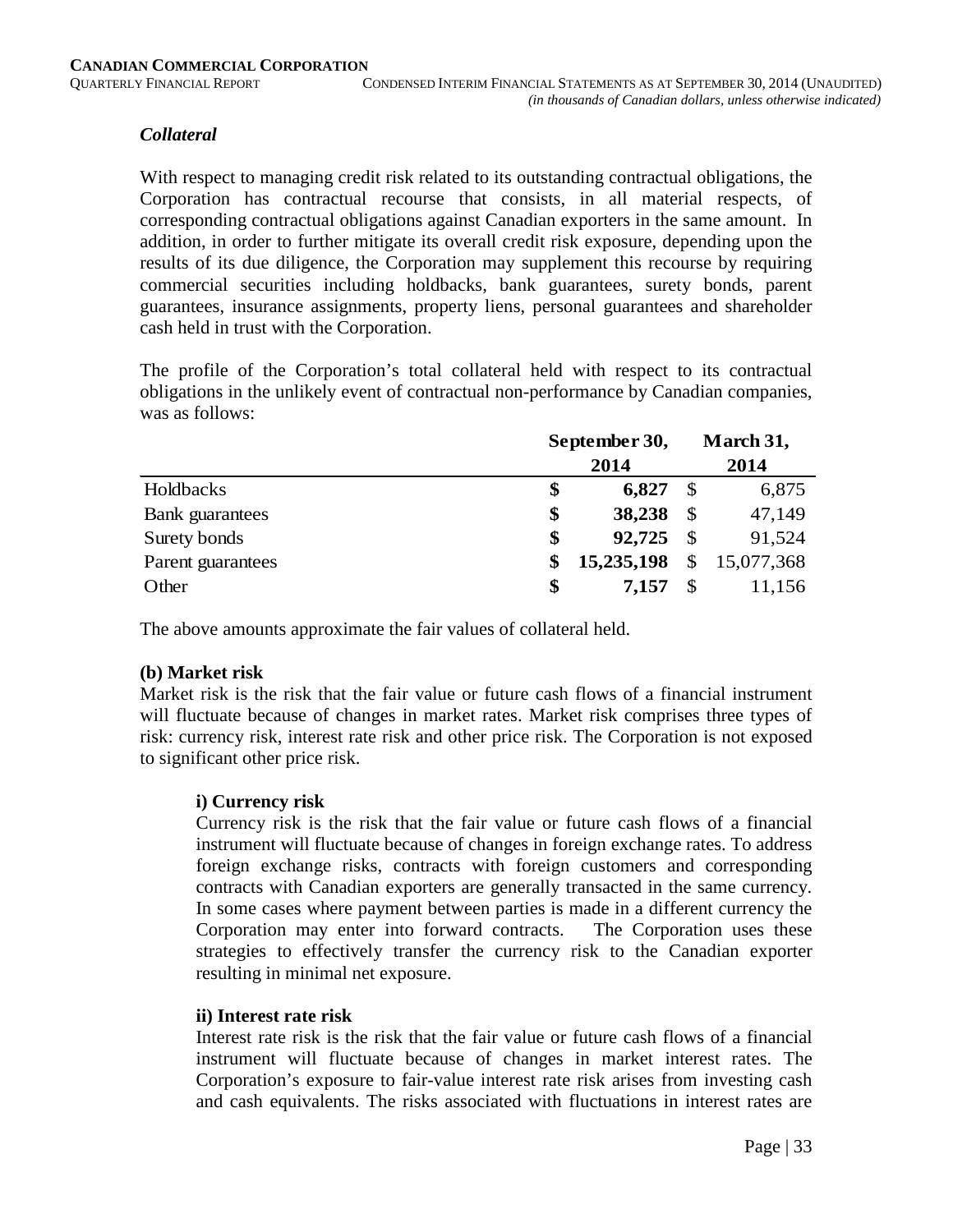### *Collateral*

With respect to managing credit risk related to its outstanding contractual obligations, the Corporation has contractual recourse that consists, in all material respects, of corresponding contractual obligations against Canadian exporters in the same amount. In addition, in order to further mitigate its overall credit risk exposure, depending upon the results of its due diligence, the Corporation may supplement this recourse by requiring commercial securities including holdbacks, bank guarantees, surety bonds, parent guarantees, insurance assignments, property liens, personal guarantees and shareholder cash held in trust with the Corporation.

The profile of the Corporation's total collateral held with respect to its contractual obligations in the unlikely event of contractual non-performance by Canadian companies, was as follows:

| | **September 30, 2014** | **March 31, 2014** |
|---|---|---|
| Holdbacks | **$ 6,827** | $ 6,875 |
| Bank guarantees | **$ 38,238** | $ 47,149 |
| Surety bonds | **$ 92,725** | $ 91,524 |
| Parent guarantees | **$ 15,235,198** | $ 15,077,368 |
| Other | **$ 7,157** | $ 11,156 |

The above amounts approximate the fair values of collateral held.

### (b) Market risk

Market risk is the risk that the fair value or future cash flows of a financial instrument will fluctuate because of changes in market rates. Market risk comprises three types of risk: currency risk, interest rate risk and other price risk. The Corporation is not exposed to significant other price risk.

#### i) Currency risk

Currency risk is the risk that the fair value or future cash flows of a financial instrument will fluctuate because of changes in foreign exchange rates. To address foreign exchange risks, contracts with foreign customers and corresponding contracts with Canadian exporters are generally transacted in the same currency. In some cases where payment between parties is made in a different currency the Corporation may enter into forward contracts. The Corporation uses these strategies to effectively transfer the currency risk to the Canadian exporter resulting in minimal net exposure.

#### ii) Interest rate risk

Interest rate risk is the risk that the fair value or future cash flows of a financial instrument will fluctuate because of changes in market interest rates. The Corporation's exposure to fair-value interest rate risk arises from investing cash and cash equivalents. The risks associated with fluctuations in interest rates are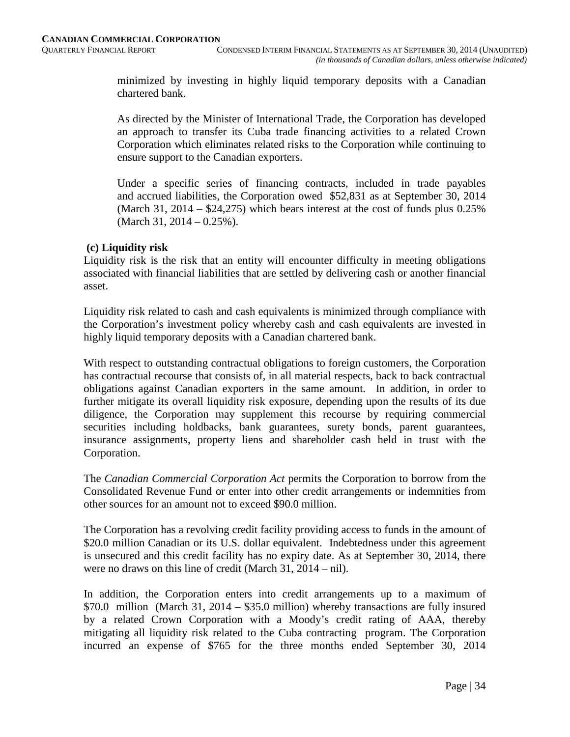minimized by investing in highly liquid temporary deposits with a Canadian chartered bank.

As directed by the Minister of International Trade, the Corporation has developed an approach to transfer its Cuba trade financing activities to a related Crown Corporation which eliminates related risks to the Corporation while continuing to ensure support to the Canadian exporters.

Under a specific series of financing contracts, included in trade payables and accrued liabilities, the Corporation owed $52,831 as at September 30, 2014 (March 31, 2014 – $24,275) which bears interest at the cost of funds plus 0.25% (March 31, 2014 – 0.25%).

### (c) Liquidity risk

Liquidity risk is the risk that an entity will encounter difficulty in meeting obligations associated with financial liabilities that are settled by delivering cash or another financial asset.

Liquidity risk related to cash and cash equivalents is minimized through compliance with the Corporation's investment policy whereby cash and cash equivalents are invested in highly liquid temporary deposits with a Canadian chartered bank.

With respect to outstanding contractual obligations to foreign customers, the Corporation has contractual recourse that consists of, in all material respects, back to back contractual obligations against Canadian exporters in the same amount. In addition, in order to further mitigate its overall liquidity risk exposure, depending upon the results of its due diligence, the Corporation may supplement this recourse by requiring commercial securities including holdbacks, bank guarantees, surety bonds, parent guarantees, insurance assignments, property liens and shareholder cash held in trust with the Corporation.

The *Canadian Commercial Corporation Act* permits the Corporation to borrow from the Consolidated Revenue Fund or enter into other credit arrangements or indemnities from other sources for an amount not to exceed $90.0 million.

The Corporation has a revolving credit facility providing access to funds in the amount of $20.0 million Canadian or its U.S. dollar equivalent. Indebtedness under this agreement is unsecured and this credit facility has no expiry date. As at September 30, 2014, there were no draws on this line of credit (March 31, 2014 – nil).

In addition, the Corporation enters into credit arrangements up to a maximum of $70.0 million (March 31, 2014 – $35.0 million) whereby transactions are fully insured by a related Crown Corporation with a Moody's credit rating of AAA, thereby mitigating all liquidity risk related to the Cuba contracting program. The Corporation incurred an expense of $765 for the three months ended September 30, 2014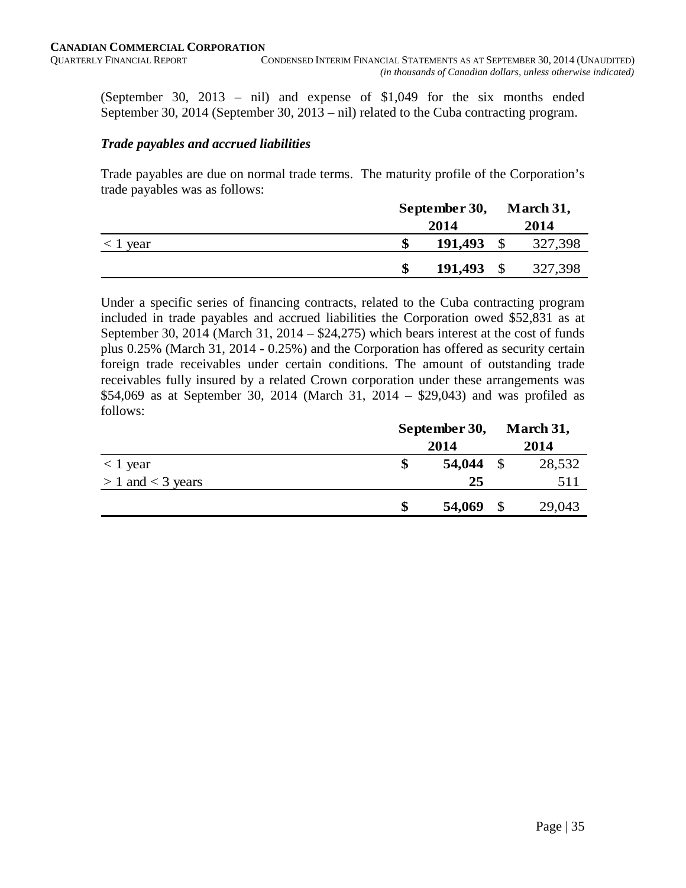(September 30, 2013 – nil) and expense of $1,049 for the six months ended September 30, 2014 (September 30, 2013 – nil) related to the Cuba contracting program.

***Trade payables and accrued liabilities***

Trade payables are due on normal trade terms. The maturity profile of the Corporation's trade payables was as follows:

| | September 30, 2014 | March 31, 2014 |
|---|---|---|
| < 1 year | **$ 191,493** | $ 327,398 |
| | **$ 191,493** | $ 327,398 |

Under a specific series of financing contracts, related to the Cuba contracting program included in trade payables and accrued liabilities the Corporation owed $52,831 as at September 30, 2014 (March 31, 2014 – $24,275) which bears interest at the cost of funds plus 0.25% (March 31, 2014 - 0.25%) and the Corporation has offered as security certain foreign trade receivables under certain conditions. The amount of outstanding trade receivables fully insured by a related Crown corporation under these arrangements was $54,069 as at September 30, 2014 (March 31, 2014 – $29,043) and was profiled as follows:

| | September 30, 2014 | March 31, 2014 |
|---|---|---|
| < 1 year | **$ 54,044** | $ 28,532 |
| > 1 and < 3 years | **25** | 511 |
| | **$ 54,069** | $ 29,043 |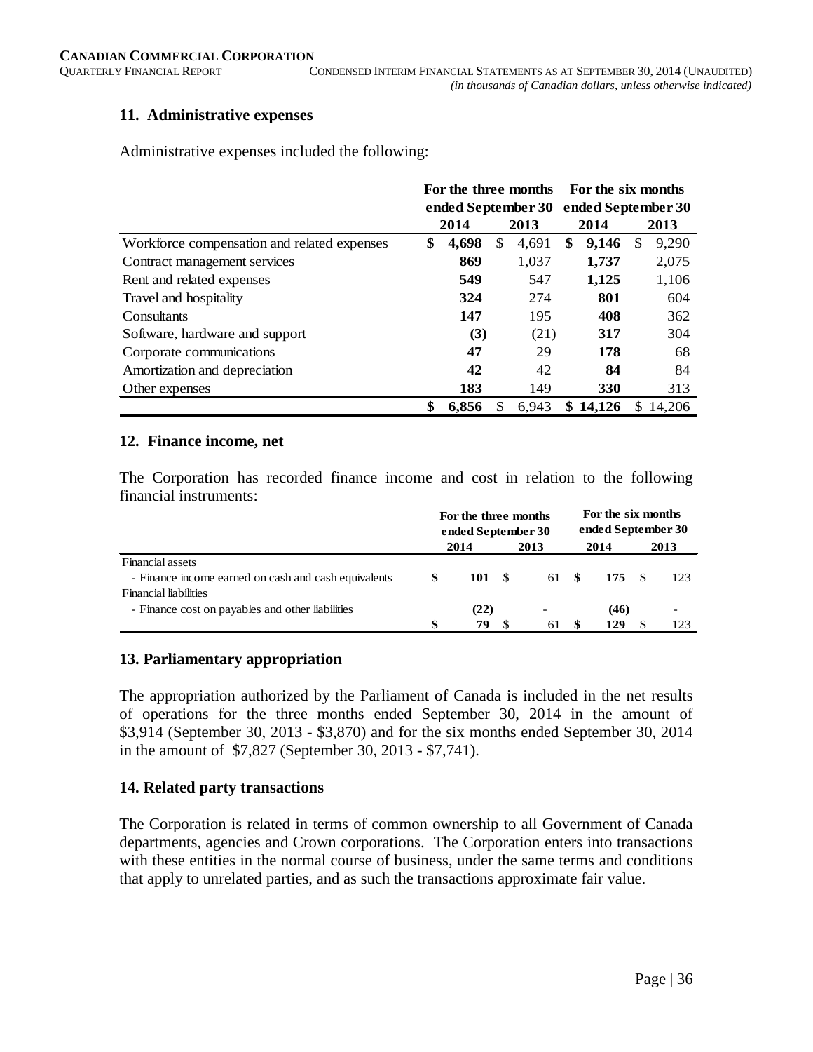## 11. Administrative expenses

Administrative expenses included the following:

| | For the three months ended September 30 | | For the six months ended September 30 | |
|---|---|---|---|---|
| | **2014** | **2013** | **2014** | **2013** |
| Workforce compensation and related expenses | **$ 4,698** | $ 4,691 | **$ 9,146** | $ 9,290 |
| Contract management services | **869** | 1,037 | **1,737** | 2,075 |
| Rent and related expenses | **549** | 547 | **1,125** | 1,106 |
| Travel and hospitality | **324** | 274 | **801** | 604 |
| Consultants | **147** | 195 | **408** | 362 |
| Software, hardware and support | **(3)** | (21) | **317** | 304 |
| Corporate communications | **47** | 29 | **178** | 68 |
| Amortization and depreciation | **42** | 42 | **84** | 84 |
| Other expenses | **183** | 149 | **330** | 313 |
| | **$ 6,856** | $ 6,943 | **$ 14,126** | $ 14,206 |

## 12. Finance income, net

The Corporation has recorded finance income and cost in relation to the following financial instruments:

| | For the three months ended September 30 | | For the six months ended September 30 | |
|---|---|---|---|---|
| | **2014** | **2013** | **2014** | **2013** |
| Financial assets | | | | |
| - Finance income earned on cash and cash equivalents | **$ 101** | $ 61 | **$ 175** | $ 123 |
| Financial liabilities | | | | |
| - Finance cost on payables and other liabilities | **(22)** | - | **(46)** | - |
| | **$ 79** | $ 61 | **$ 129** | $ 123 |

## 13. Parliamentary appropriation

The appropriation authorized by the Parliament of Canada is included in the net results of operations for the three months ended September 30, 2014 in the amount of $3,914 (September 30, 2013 - $3,870) and for the six months ended September 30, 2014 in the amount of $7,827 (September 30, 2013 - $7,741).

## 14. Related party transactions

The Corporation is related in terms of common ownership to all Government of Canada departments, agencies and Crown corporations. The Corporation enters into transactions with these entities in the normal course of business, under the same terms and conditions that apply to unrelated parties, and as such the transactions approximate fair value.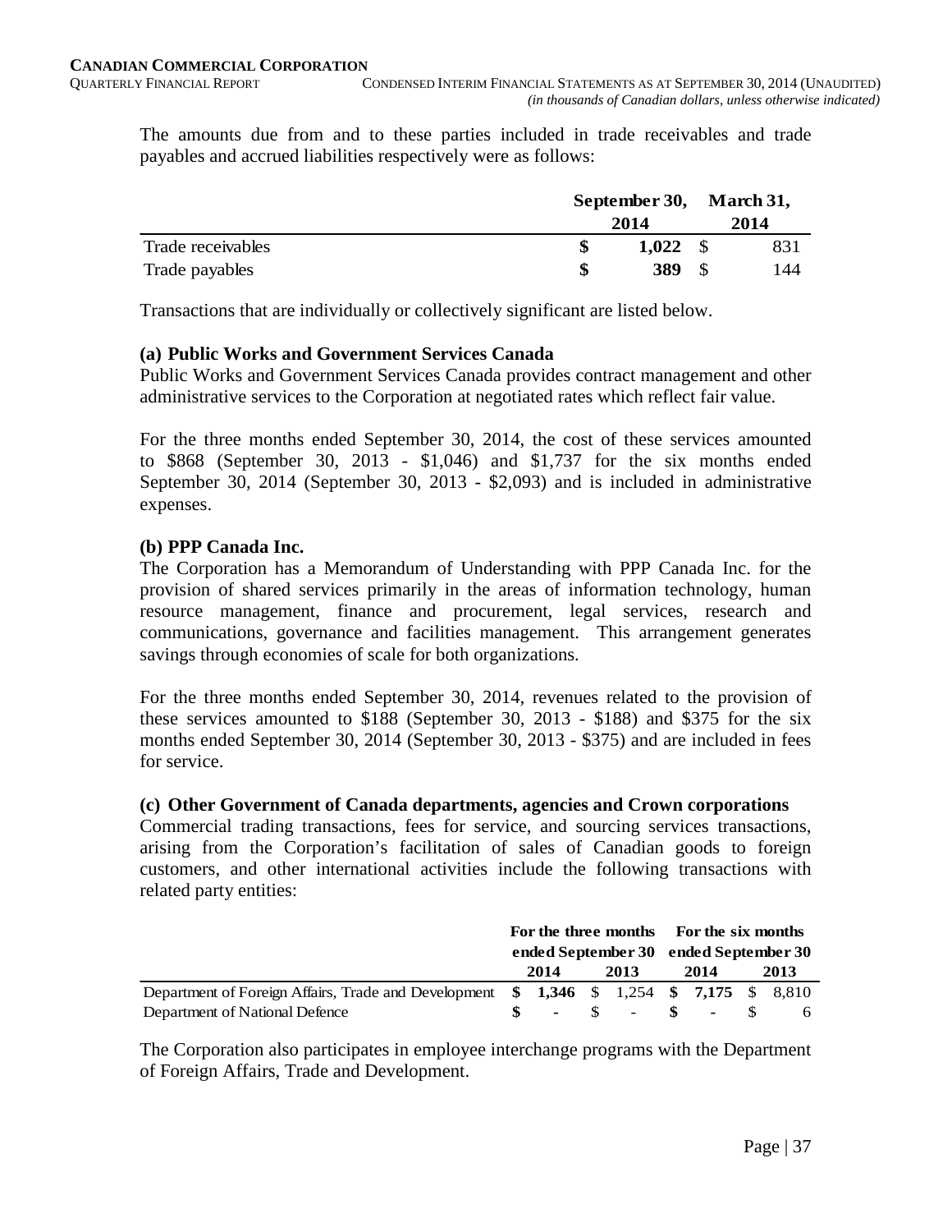The amounts due from and to these parties included in trade receivables and trade payables and accrued liabilities respectively were as follows:

| | September 30, 2014 | March 31, 2014 |
|---|---|---|
| Trade receivables | **$ 1,022** | $ 831 |
| Trade payables | **$ 389** | $ 144 |

Transactions that are individually or collectively significant are listed below.

**(a) Public Works and Government Services Canada**

Public Works and Government Services Canada provides contract management and other administrative services to the Corporation at negotiated rates which reflect fair value.

For the three months ended September 30, 2014, the cost of these services amounted to $868 (September 30, 2013 - $1,046) and $1,737 for the six months ended September 30, 2014 (September 30, 2013 - $2,093) and is included in administrative expenses.

**(b) PPP Canada Inc.**

The Corporation has a Memorandum of Understanding with PPP Canada Inc. for the provision of shared services primarily in the areas of information technology, human resource management, finance and procurement, legal services, research and communications, governance and facilities management. This arrangement generates savings through economies of scale for both organizations.

For the three months ended September 30, 2014, revenues related to the provision of these services amounted to $188 (September 30, 2013 - $188) and $375 for the six months ended September 30, 2014 (September 30, 2013 - $375) and are included in fees for service.

**(c) Other Government of Canada departments, agencies and Crown corporations**

Commercial trading transactions, fees for service, and sourcing services transactions, arising from the Corporation's facilitation of sales of Canadian goods to foreign customers, and other international activities include the following transactions with related party entities:

| | For the three months ended September 30 | | For the six months ended September 30 | |
|---|---|---|---|---|
| | 2014 | 2013 | 2014 | 2013 |
| Department of Foreign Affairs, Trade and Development | **$ 1,346** | $ 1,254 | **$ 7,175** | $ 8,810 |
| Department of National Defence | **$ -** | $ - | **$ -** | $ 6 |

The Corporation also participates in employee interchange programs with the Department of Foreign Affairs, Trade and Development.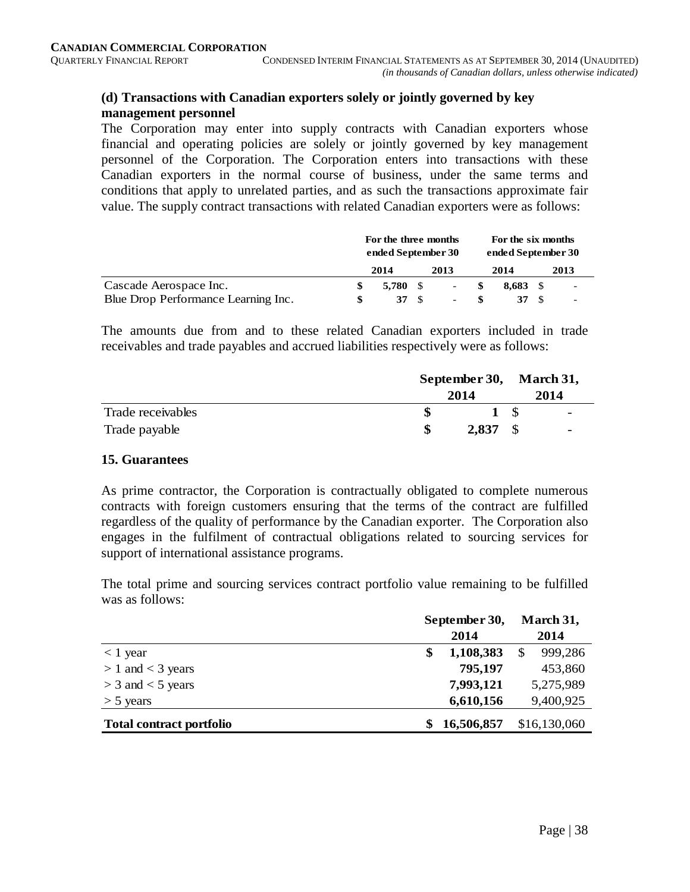### (d) Transactions with Canadian exporters solely or jointly governed by key management personnel

The Corporation may enter into supply contracts with Canadian exporters whose financial and operating policies are solely or jointly governed by key management personnel of the Corporation. The Corporation enters into transactions with these Canadian exporters in the normal course of business, under the same terms and conditions that apply to unrelated parties, and as such the transactions approximate fair value. The supply contract transactions with related Canadian exporters were as follows:

| | For the three months ended September 30 | | For the six months ended September 30 | |
|---|---|---|---|---|
| | **2014** | 2013 | **2014** | 2013 |
| Cascade Aerospace Inc. | **$ 5,780** | $ - | **$ 8,683** | $ - |
| Blue Drop Performance Learning Inc. | **$ 37** | $ - | **$ 37** | $ - |

The amounts due from and to these related Canadian exporters included in trade receivables and trade payables and accrued liabilities respectively were as follows:

| | September 30, 2014 | March 31, 2014 |
|---|---|---|
| Trade receivables | **$ 1** | $ - |
| Trade payable | **$ 2,837** | $ - |

### 15. Guarantees

As prime contractor, the Corporation is contractually obligated to complete numerous contracts with foreign customers ensuring that the terms of the contract are fulfilled regardless of the quality of performance by the Canadian exporter. The Corporation also engages in the fulfilment of contractual obligations related to sourcing services for support of international assistance programs.

The total prime and sourcing services contract portfolio value remaining to be fulfilled was as follows:

| | September 30, 2014 | March 31, 2014 |
|---|---|---|
| < 1 year | **$ 1,108,383** | $ 999,286 |
| > 1 and < 3 years | **795,197** | 453,860 |
| > 3 and < 5 years | **7,993,121** | 5,275,989 |
| > 5 years | **6,610,156** | 9,400,925 |
| **Total contract portfolio** | **$ 16,506,857** | $16,130,060 |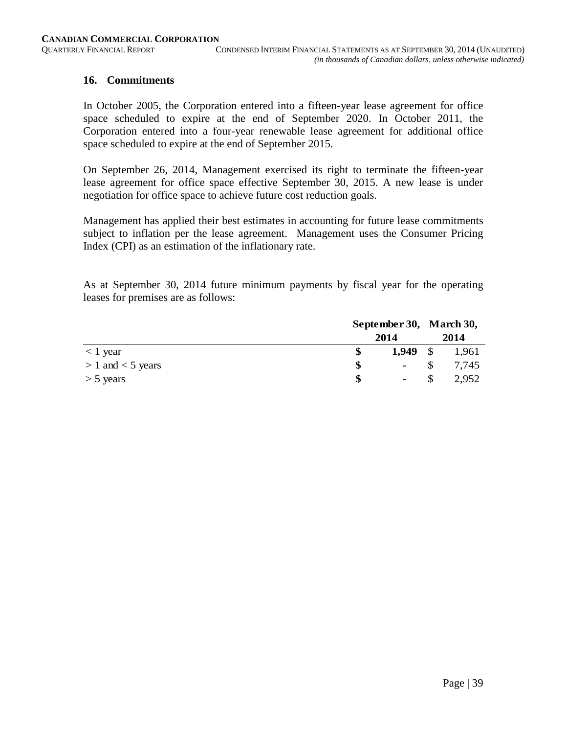## 16. Commitments

In October 2005, the Corporation entered into a fifteen-year lease agreement for office space scheduled to expire at the end of September 2020. In October 2011, the Corporation entered into a four-year renewable lease agreement for additional office space scheduled to expire at the end of September 2015.

On September 26, 2014, Management exercised its right to terminate the fifteen-year lease agreement for office space effective September 30, 2015. A new lease is under negotiation for office space to achieve future cost reduction goals.

Management has applied their best estimates in accounting for future lease commitments subject to inflation per the lease agreement. Management uses the Consumer Pricing Index (CPI) as an estimation of the inflationary rate.

As at September 30, 2014 future minimum payments by fiscal year for the operating leases for premises are as follows:

| | September 30, 2014 | March 30, 2014 |
|---|---|---|
| < 1 year | **$ 1,949** | $ 1,961 |
| > 1 and < 5 years | **$ -** | $ 7,745 |
| > 5 years | **$ -** | $ 2,952 |